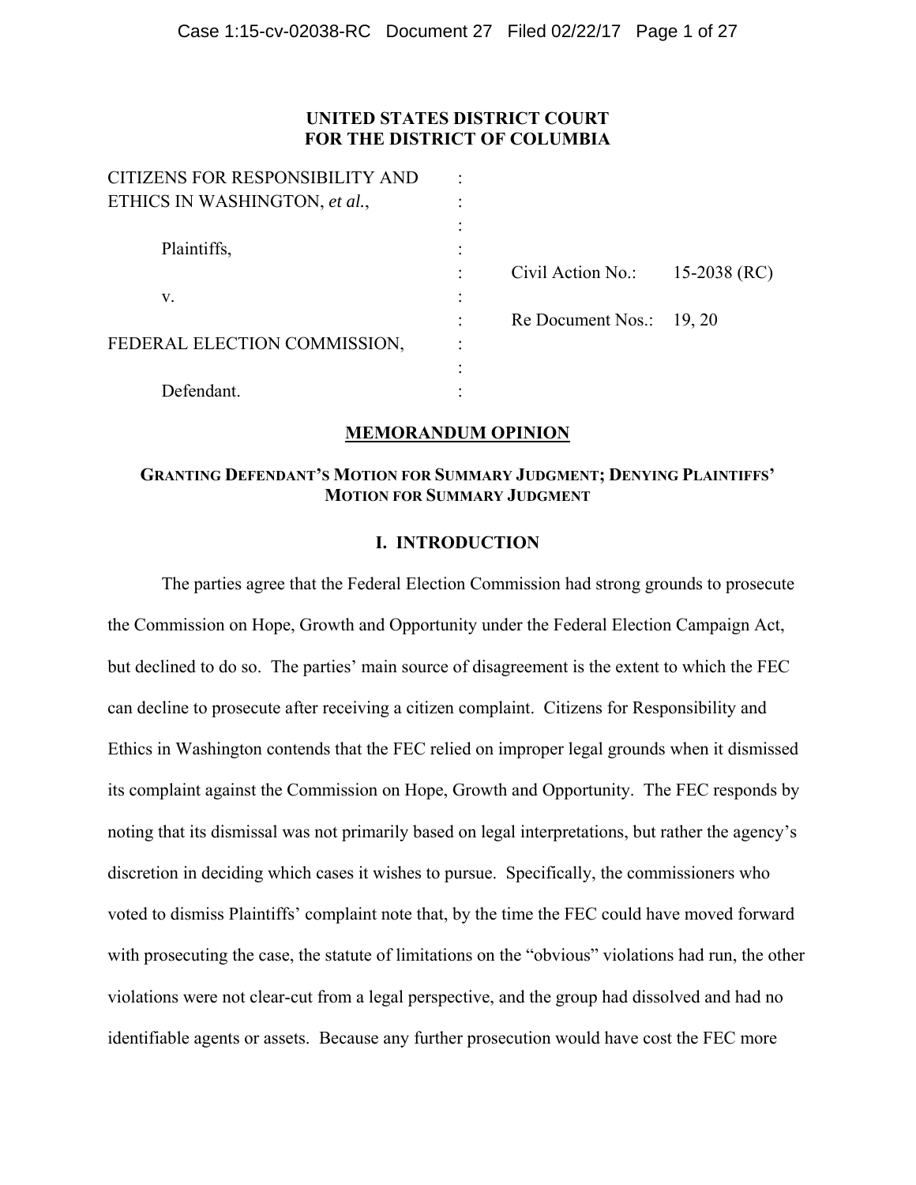**UNITED STATES DISTRICT COURT**
**FOR THE DISTRICT OF COLUMBIA**

| | | | |
|---|---|---|---|
| CITIZENS FOR RESPONSIBILITY AND ETHICS IN WASHINGTON, *et al.*, | : | | |
| Plaintiffs, | : | Civil Action No.: | 15-2038 (RC) |
| v. | : | Re Document Nos.: | 19, 20 |
| FEDERAL ELECTION COMMISSION, | : | | |
| Defendant. | : | | |

## MEMORANDUM OPINION

### GRANTING DEFENDANT'S MOTION FOR SUMMARY JUDGMENT; DENYING PLAINTIFFS' MOTION FOR SUMMARY JUDGMENT

### I. INTRODUCTION

The parties agree that the Federal Election Commission had strong grounds to prosecute the Commission on Hope, Growth and Opportunity under the Federal Election Campaign Act, but declined to do so. The parties' main source of disagreement is the extent to which the FEC can decline to prosecute after receiving a citizen complaint. Citizens for Responsibility and Ethics in Washington contends that the FEC relied on improper legal grounds when it dismissed its complaint against the Commission on Hope, Growth and Opportunity. The FEC responds by noting that its dismissal was not primarily based on legal interpretations, but rather the agency's discretion in deciding which cases it wishes to pursue. Specifically, the commissioners who voted to dismiss Plaintiffs' complaint note that, by the time the FEC could have moved forward with prosecuting the case, the statute of limitations on the "obvious" violations had run, the other violations were not clear-cut from a legal perspective, and the group had dissolved and had no identifiable agents or assets. Because any further prosecution would have cost the FEC more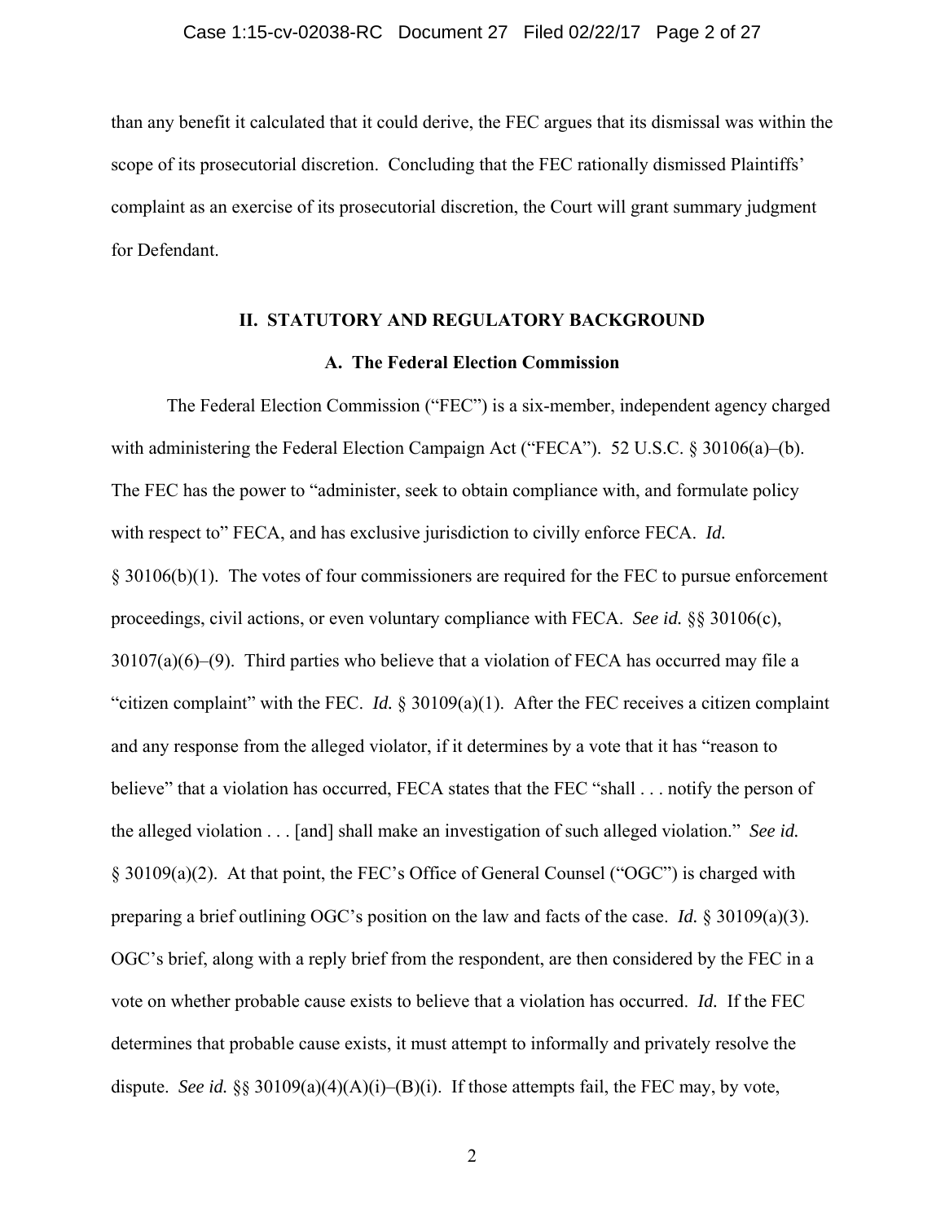than any benefit it calculated that it could derive, the FEC argues that its dismissal was within the scope of its prosecutorial discretion. Concluding that the FEC rationally dismissed Plaintiffs' complaint as an exercise of its prosecutorial discretion, the Court will grant summary judgment for Defendant.

## II. STATUTORY AND REGULATORY BACKGROUND

### A. The Federal Election Commission

The Federal Election Commission ("FEC") is a six-member, independent agency charged with administering the Federal Election Campaign Act ("FECA"). 52 U.S.C. § 30106(a)–(b). The FEC has the power to "administer, seek to obtain compliance with, and formulate policy with respect to" FECA, and has exclusive jurisdiction to civilly enforce FECA. *Id.* § 30106(b)(1). The votes of four commissioners are required for the FEC to pursue enforcement proceedings, civil actions, or even voluntary compliance with FECA. *See id.* §§ 30106(c), 30107(a)(6)–(9). Third parties who believe that a violation of FECA has occurred may file a "citizen complaint" with the FEC. *Id.* § 30109(a)(1). After the FEC receives a citizen complaint and any response from the alleged violator, if it determines by a vote that it has "reason to believe" that a violation has occurred, FECA states that the FEC "shall . . . notify the person of the alleged violation . . . [and] shall make an investigation of such alleged violation." *See id.* § 30109(a)(2). At that point, the FEC's Office of General Counsel ("OGC") is charged with preparing a brief outlining OGC's position on the law and facts of the case. *Id.* § 30109(a)(3). OGC's brief, along with a reply brief from the respondent, are then considered by the FEC in a vote on whether probable cause exists to believe that a violation has occurred. *Id.* If the FEC determines that probable cause exists, it must attempt to informally and privately resolve the dispute. *See id.* §§ 30109(a)(4)(A)(i)–(B)(i). If those attempts fail, the FEC may, by vote,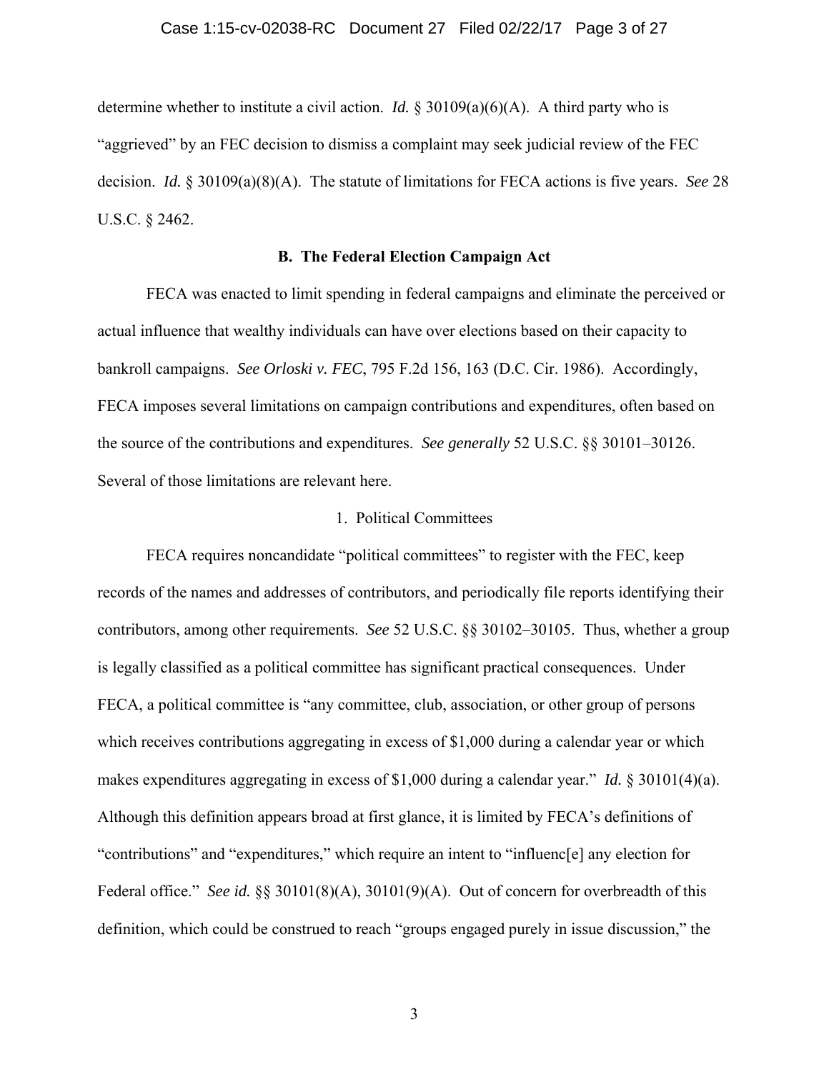determine whether to institute a civil action. *Id.* § 30109(a)(6)(A). A third party who is "aggrieved" by an FEC decision to dismiss a complaint may seek judicial review of the FEC decision. *Id.* § 30109(a)(8)(A). The statute of limitations for FECA actions is five years. *See* 28 U.S.C. § 2462.

### B. The Federal Election Campaign Act

FECA was enacted to limit spending in federal campaigns and eliminate the perceived or actual influence that wealthy individuals can have over elections based on their capacity to bankroll campaigns. *See Orloski v. FEC*, 795 F.2d 156, 163 (D.C. Cir. 1986). Accordingly, FECA imposes several limitations on campaign contributions and expenditures, often based on the source of the contributions and expenditures. *See generally* 52 U.S.C. §§ 30101–30126. Several of those limitations are relevant here.

#### 1. Political Committees

FECA requires noncandidate "political committees" to register with the FEC, keep records of the names and addresses of contributors, and periodically file reports identifying their contributors, among other requirements. *See* 52 U.S.C. §§ 30102–30105. Thus, whether a group is legally classified as a political committee has significant practical consequences. Under FECA, a political committee is "any committee, club, association, or other group of persons which receives contributions aggregating in excess of $1,000 during a calendar year or which makes expenditures aggregating in excess of $1,000 during a calendar year." *Id.* § 30101(4)(a). Although this definition appears broad at first glance, it is limited by FECA's definitions of "contributions" and "expenditures," which require an intent to "influenc[e] any election for Federal office." *See id.* §§ 30101(8)(A), 30101(9)(A). Out of concern for overbreadth of this definition, which could be construed to reach "groups engaged purely in issue discussion," the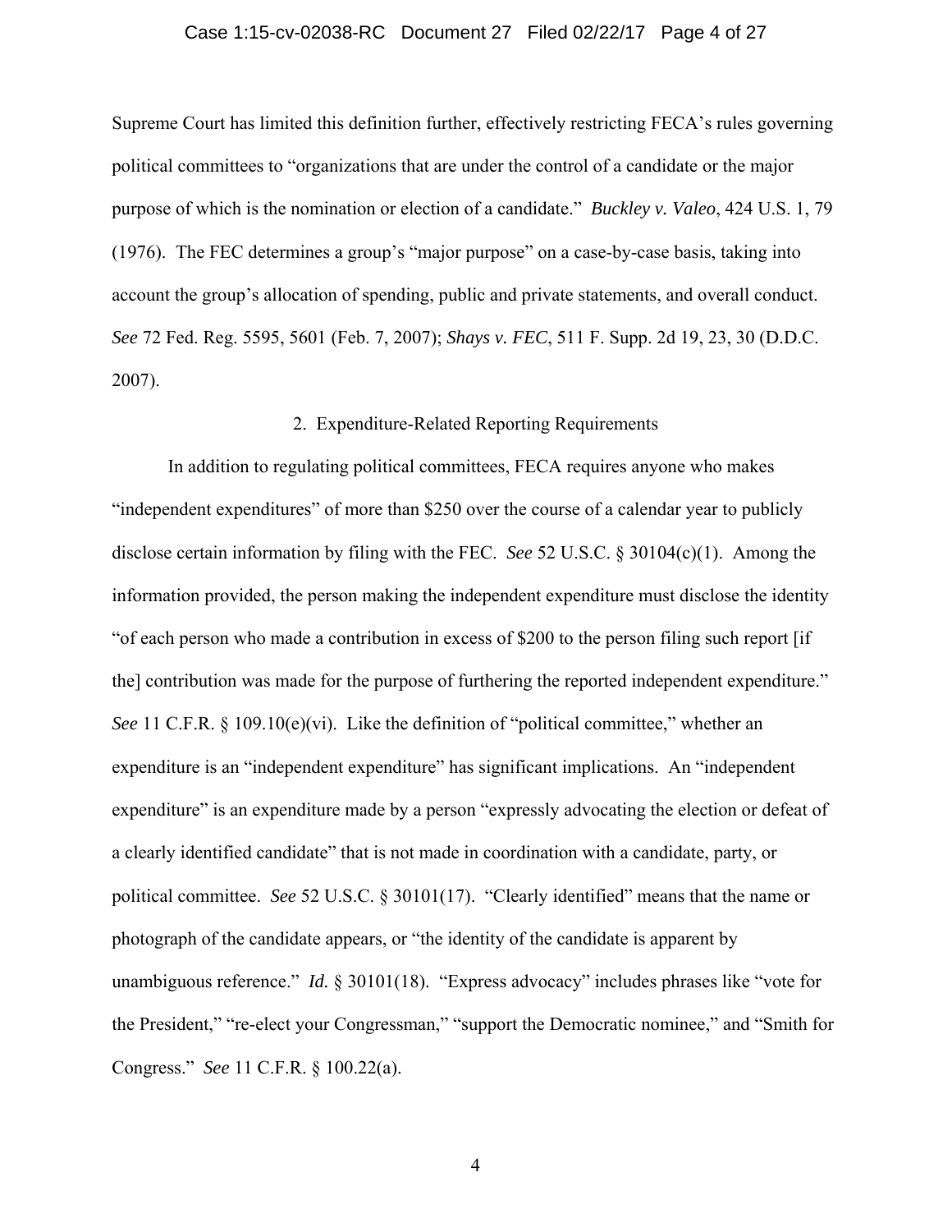Supreme Court has limited this definition further, effectively restricting FECA's rules governing political committees to "organizations that are under the control of a candidate or the major purpose of which is the nomination or election of a candidate." *Buckley v. Valeo*, 424 U.S. 1, 79 (1976). The FEC determines a group's "major purpose" on a case-by-case basis, taking into account the group's allocation of spending, public and private statements, and overall conduct. *See* 72 Fed. Reg. 5595, 5601 (Feb. 7, 2007); *Shays v. FEC*, 511 F. Supp. 2d 19, 23, 30 (D.D.C. 2007).

### 2. Expenditure-Related Reporting Requirements

In addition to regulating political committees, FECA requires anyone who makes "independent expenditures" of more than $250 over the course of a calendar year to publicly disclose certain information by filing with the FEC. *See* 52 U.S.C. § 30104(c)(1). Among the information provided, the person making the independent expenditure must disclose the identity "of each person who made a contribution in excess of $200 to the person filing such report [if the] contribution was made for the purpose of furthering the reported independent expenditure." *See* 11 C.F.R. § 109.10(e)(vi). Like the definition of "political committee," whether an expenditure is an "independent expenditure" has significant implications. An "independent expenditure" is an expenditure made by a person "expressly advocating the election or defeat of a clearly identified candidate" that is not made in coordination with a candidate, party, or political committee. *See* 52 U.S.C. § 30101(17). "Clearly identified" means that the name or photograph of the candidate appears, or "the identity of the candidate is apparent by unambiguous reference." *Id.* § 30101(18). "Express advocacy" includes phrases like "vote for the President," "re-elect your Congressman," "support the Democratic nominee," and "Smith for Congress." *See* 11 C.F.R. § 100.22(a).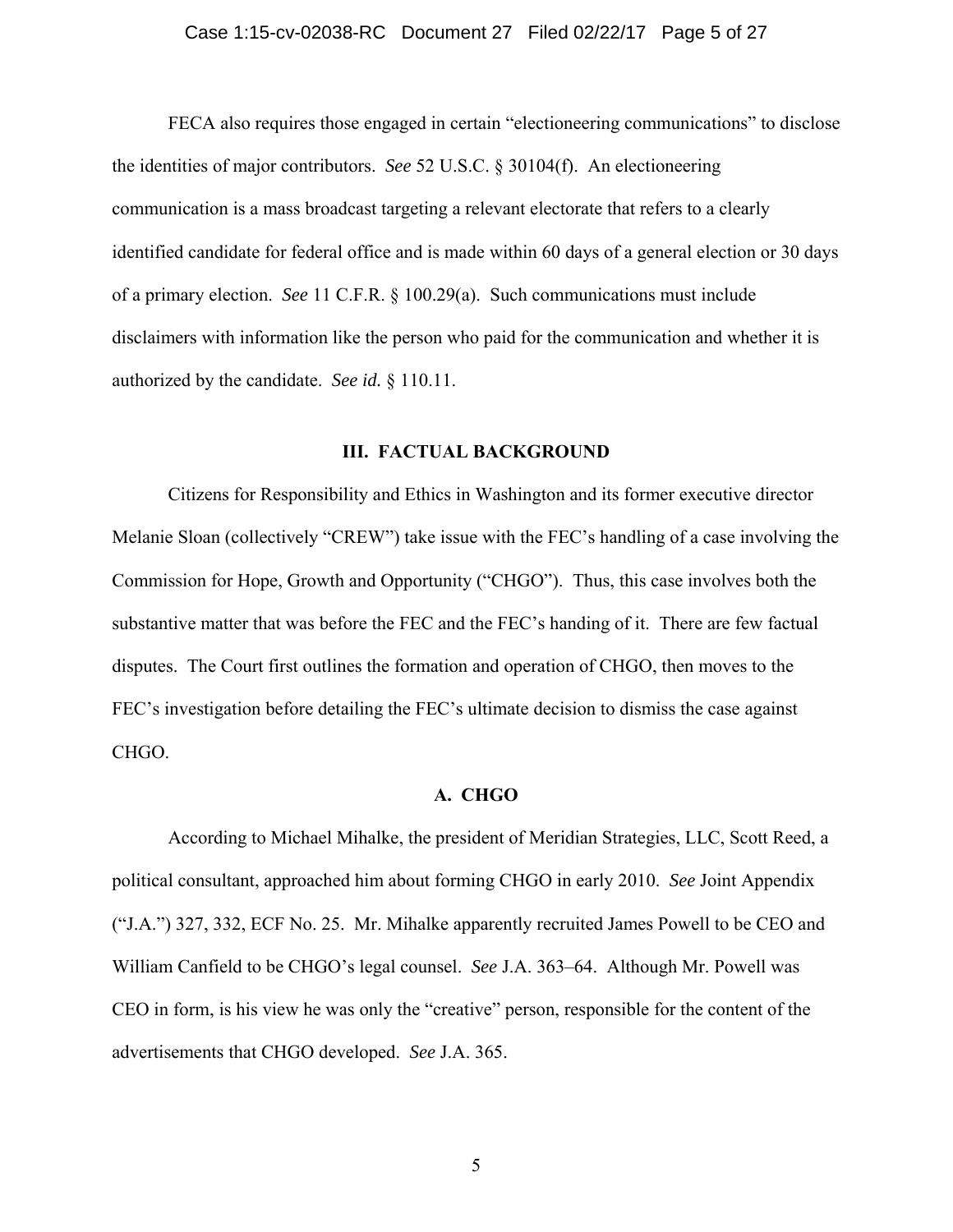FECA also requires those engaged in certain "electioneering communications" to disclose the identities of major contributors. *See* 52 U.S.C. § 30104(f). An electioneering communication is a mass broadcast targeting a relevant electorate that refers to a clearly identified candidate for federal office and is made within 60 days of a general election or 30 days of a primary election. *See* 11 C.F.R. § 100.29(a). Such communications must include disclaimers with information like the person who paid for the communication and whether it is authorized by the candidate. *See id.* § 110.11.

## III. FACTUAL BACKGROUND

Citizens for Responsibility and Ethics in Washington and its former executive director Melanie Sloan (collectively "CREW") take issue with the FEC's handling of a case involving the Commission for Hope, Growth and Opportunity ("CHGO"). Thus, this case involves both the substantive matter that was before the FEC and the FEC's handing of it. There are few factual disputes. The Court first outlines the formation and operation of CHGO, then moves to the FEC's investigation before detailing the FEC's ultimate decision to dismiss the case against CHGO.

### A. CHGO

According to Michael Mihalke, the president of Meridian Strategies, LLC, Scott Reed, a political consultant, approached him about forming CHGO in early 2010. *See* Joint Appendix ("J.A.") 327, 332, ECF No. 25. Mr. Mihalke apparently recruited James Powell to be CEO and William Canfield to be CHGO's legal counsel. *See* J.A. 363–64. Although Mr. Powell was CEO in form, is his view he was only the "creative" person, responsible for the content of the advertisements that CHGO developed. *See* J.A. 365.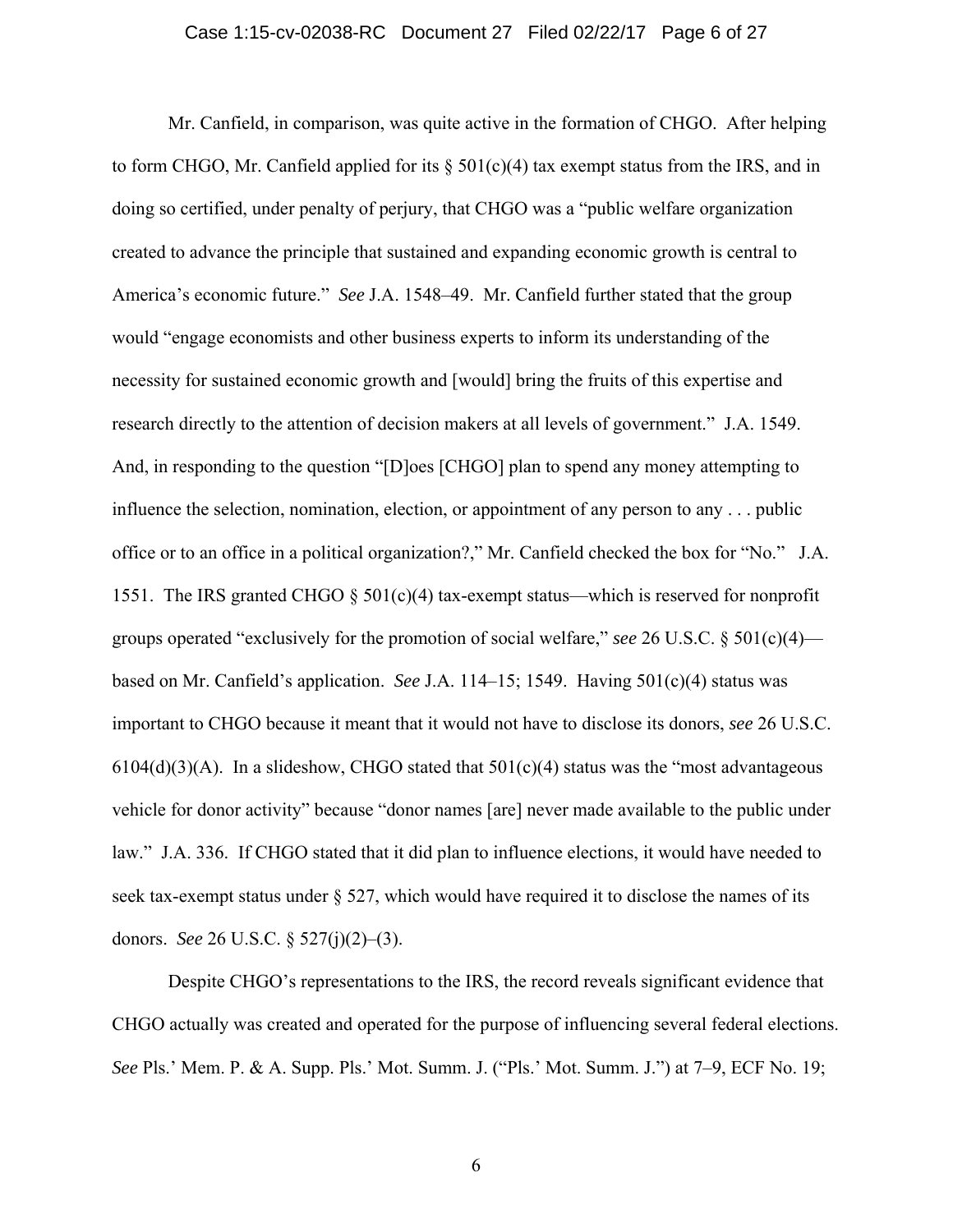Mr. Canfield, in comparison, was quite active in the formation of CHGO. After helping to form CHGO, Mr. Canfield applied for its § 501(c)(4) tax exempt status from the IRS, and in doing so certified, under penalty of perjury, that CHGO was a "public welfare organization created to advance the principle that sustained and expanding economic growth is central to America's economic future." *See* J.A. 1548–49. Mr. Canfield further stated that the group would "engage economists and other business experts to inform its understanding of the necessity for sustained economic growth and [would] bring the fruits of this expertise and research directly to the attention of decision makers at all levels of government." J.A. 1549. And, in responding to the question "[D]oes [CHGO] plan to spend any money attempting to influence the selection, nomination, election, or appointment of any person to any . . . public office or to an office in a political organization?," Mr. Canfield checked the box for "No." J.A. 1551. The IRS granted CHGO § 501(c)(4) tax-exempt status—which is reserved for nonprofit groups operated "exclusively for the promotion of social welfare," *see* 26 U.S.C. § 501(c)(4)—based on Mr. Canfield's application. *See* J.A. 114–15; 1549. Having 501(c)(4) status was important to CHGO because it meant that it would not have to disclose its donors, *see* 26 U.S.C. 6104(d)(3)(A). In a slideshow, CHGO stated that 501(c)(4) status was the "most advantageous vehicle for donor activity" because "donor names [are] never made available to the public under law." J.A. 336. If CHGO stated that it did plan to influence elections, it would have needed to seek tax-exempt status under § 527, which would have required it to disclose the names of its donors. *See* 26 U.S.C. § 527(j)(2)–(3).

Despite CHGO's representations to the IRS, the record reveals significant evidence that CHGO actually was created and operated for the purpose of influencing several federal elections. *See* Pls.' Mem. P. & A. Supp. Pls.' Mot. Summ. J. ("Pls.' Mot. Summ. J.") at 7–9, ECF No. 19;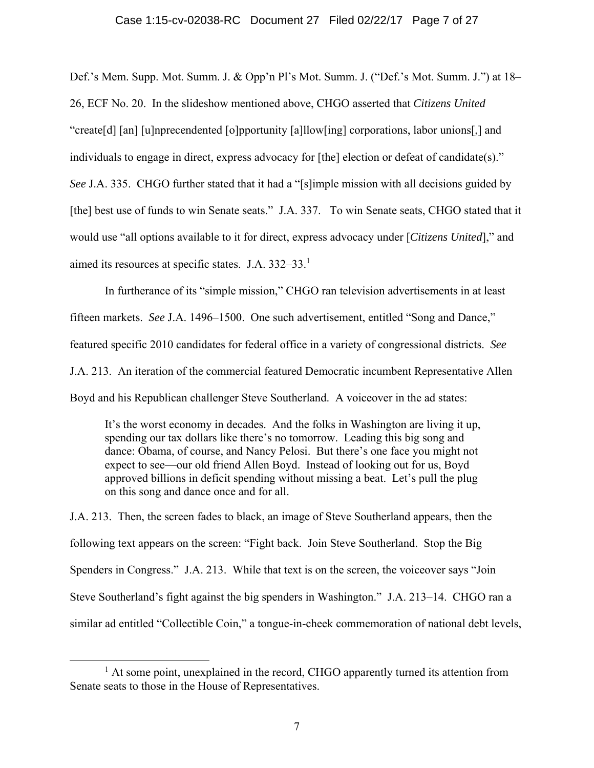Def.'s Mem. Supp. Mot. Summ. J. & Opp'n Pl's Mot. Summ. J. ("Def.'s Mot. Summ. J.") at 18–26, ECF No. 20. In the slideshow mentioned above, CHGO asserted that *Citizens United* "create[d] [an] [u]nprecendented [o]pportunity [a]llow[ing] corporations, labor unions[,] and individuals to engage in direct, express advocacy for [the] election or defeat of candidate(s)." *See* J.A. 335. CHGO further stated that it had a "[s]imple mission with all decisions guided by [the] best use of funds to win Senate seats." J.A. 337. To win Senate seats, CHGO stated that it would use "all options available to it for direct, express advocacy under [*Citizens United*]," and aimed its resources at specific states. J.A. 332–33.[1]

In furtherance of its "simple mission," CHGO ran television advertisements in at least fifteen markets. *See* J.A. 1496–1500. One such advertisement, entitled "Song and Dance," featured specific 2010 candidates for federal office in a variety of congressional districts. *See* J.A. 213. An iteration of the commercial featured Democratic incumbent Representative Allen Boyd and his Republican challenger Steve Southerland. A voiceover in the ad states:

> It's the worst economy in decades. And the folks in Washington are living it up, spending our tax dollars like there's no tomorrow. Leading this big song and dance: Obama, of course, and Nancy Pelosi. But there's one face you might not expect to see—our old friend Allen Boyd. Instead of looking out for us, Boyd approved billions in deficit spending without missing a beat. Let's pull the plug on this song and dance once and for all.

J.A. 213. Then, the screen fades to black, an image of Steve Southerland appears, then the following text appears on the screen: "Fight back. Join Steve Southerland. Stop the Big Spenders in Congress." J.A. 213. While that text is on the screen, the voiceover says "Join Steve Southerland's fight against the big spenders in Washington." J.A. 213–14. CHGO ran a similar ad entitled "Collectible Coin," a tongue-in-cheek commemoration of national debt levels,

---

[1] At some point, unexplained in the record, CHGO apparently turned its attention from Senate seats to those in the House of Representatives.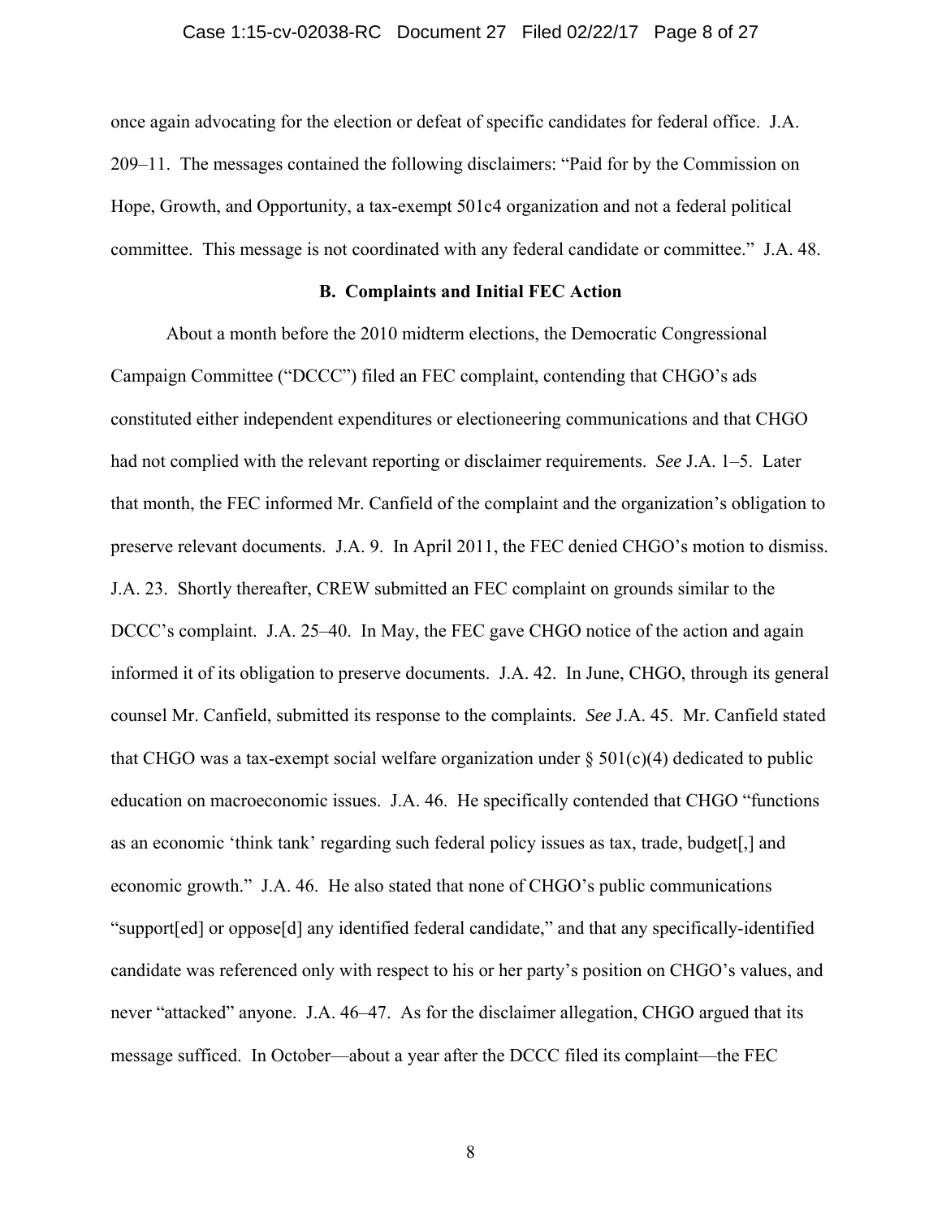once again advocating for the election or defeat of specific candidates for federal office. J.A. 209–11. The messages contained the following disclaimers: "Paid for by the Commission on Hope, Growth, and Opportunity, a tax-exempt 501c4 organization and not a federal political committee. This message is not coordinated with any federal candidate or committee." J.A. 48.

### B. Complaints and Initial FEC Action

About a month before the 2010 midterm elections, the Democratic Congressional Campaign Committee ("DCCC") filed an FEC complaint, contending that CHGO's ads constituted either independent expenditures or electioneering communications and that CHGO had not complied with the relevant reporting or disclaimer requirements. *See* J.A. 1–5. Later that month, the FEC informed Mr. Canfield of the complaint and the organization's obligation to preserve relevant documents. J.A. 9. In April 2011, the FEC denied CHGO's motion to dismiss. J.A. 23. Shortly thereafter, CREW submitted an FEC complaint on grounds similar to the DCCC's complaint. J.A. 25–40. In May, the FEC gave CHGO notice of the action and again informed it of its obligation to preserve documents. J.A. 42. In June, CHGO, through its general counsel Mr. Canfield, submitted its response to the complaints. *See* J.A. 45. Mr. Canfield stated that CHGO was a tax-exempt social welfare organization under § 501(c)(4) dedicated to public education on macroeconomic issues. J.A. 46. He specifically contended that CHGO "functions as an economic 'think tank' regarding such federal policy issues as tax, trade, budget[,] and economic growth." J.A. 46. He also stated that none of CHGO's public communications "support[ed] or oppose[d] any identified federal candidate," and that any specifically-identified candidate was referenced only with respect to his or her party's position on CHGO's values, and never "attacked" anyone. J.A. 46–47. As for the disclaimer allegation, CHGO argued that its message sufficed. In October—about a year after the DCCC filed its complaint—the FEC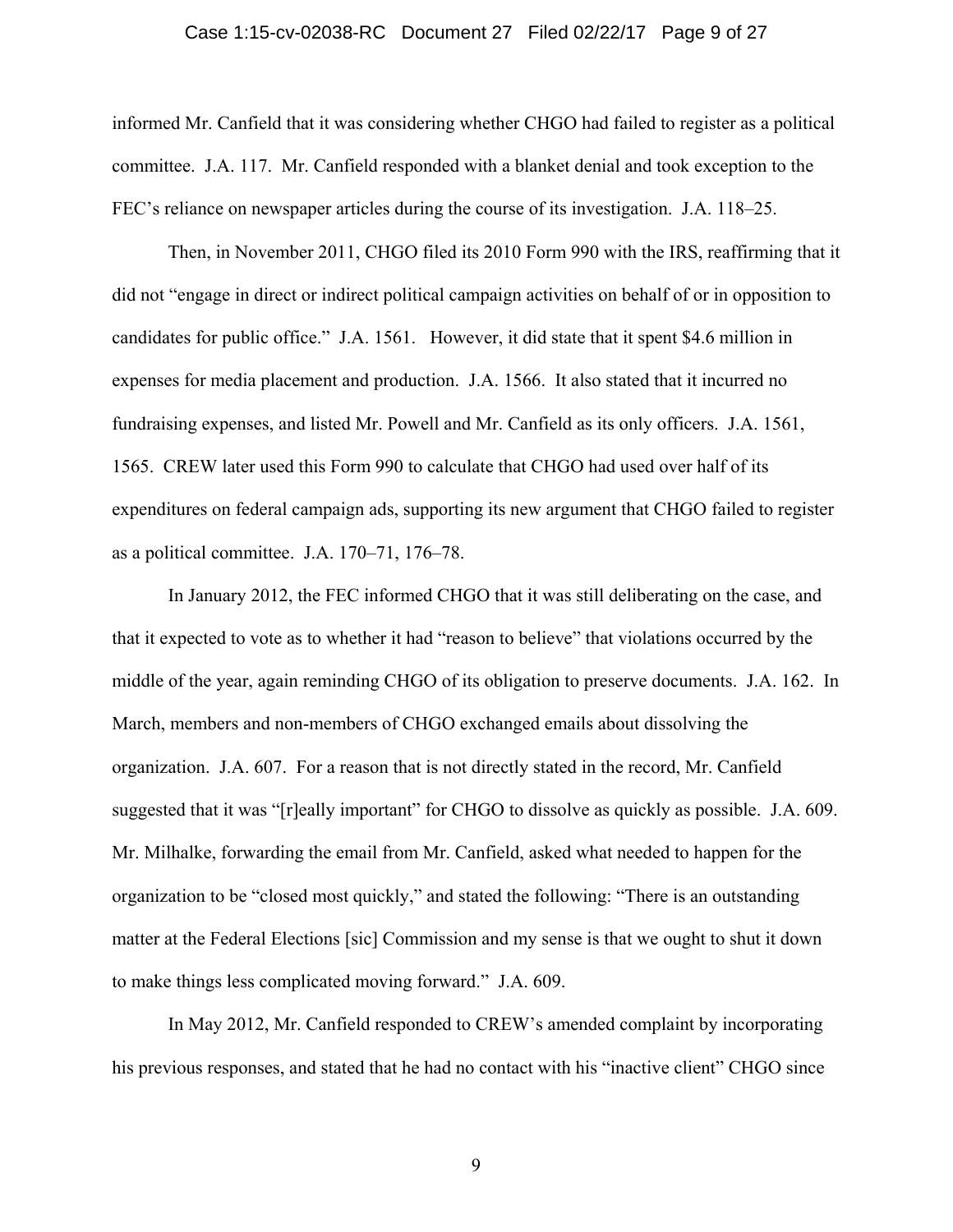informed Mr. Canfield that it was considering whether CHGO had failed to register as a political committee. J.A. 117. Mr. Canfield responded with a blanket denial and took exception to the FEC's reliance on newspaper articles during the course of its investigation. J.A. 118–25.

Then, in November 2011, CHGO filed its 2010 Form 990 with the IRS, reaffirming that it did not "engage in direct or indirect political campaign activities on behalf of or in opposition to candidates for public office." J.A. 1561. However, it did state that it spent $4.6 million in expenses for media placement and production. J.A. 1566. It also stated that it incurred no fundraising expenses, and listed Mr. Powell and Mr. Canfield as its only officers. J.A. 1561, 1565. CREW later used this Form 990 to calculate that CHGO had used over half of its expenditures on federal campaign ads, supporting its new argument that CHGO failed to register as a political committee. J.A. 170–71, 176–78.

In January 2012, the FEC informed CHGO that it was still deliberating on the case, and that it expected to vote as to whether it had "reason to believe" that violations occurred by the middle of the year, again reminding CHGO of its obligation to preserve documents. J.A. 162. In March, members and non-members of CHGO exchanged emails about dissolving the organization. J.A. 607. For a reason that is not directly stated in the record, Mr. Canfield suggested that it was "[r]eally important" for CHGO to dissolve as quickly as possible. J.A. 609. Mr. Milhalke, forwarding the email from Mr. Canfield, asked what needed to happen for the organization to be "closed most quickly," and stated the following: "There is an outstanding matter at the Federal Elections [sic] Commission and my sense is that we ought to shut it down to make things less complicated moving forward." J.A. 609.

In May 2012, Mr. Canfield responded to CREW's amended complaint by incorporating his previous responses, and stated that he had no contact with his "inactive client" CHGO since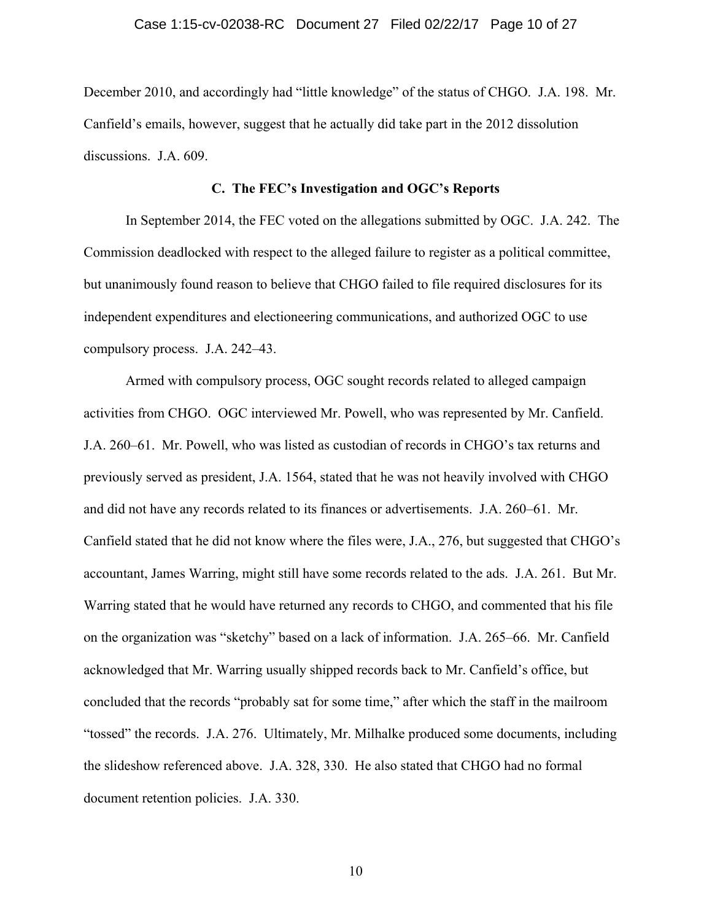December 2010, and accordingly had "little knowledge" of the status of CHGO. J.A. 198. Mr. Canfield's emails, however, suggest that he actually did take part in the 2012 dissolution discussions. J.A. 609.

### C. The FEC's Investigation and OGC's Reports

In September 2014, the FEC voted on the allegations submitted by OGC. J.A. 242. The Commission deadlocked with respect to the alleged failure to register as a political committee, but unanimously found reason to believe that CHGO failed to file required disclosures for its independent expenditures and electioneering communications, and authorized OGC to use compulsory process. J.A. 242–43.

Armed with compulsory process, OGC sought records related to alleged campaign activities from CHGO. OGC interviewed Mr. Powell, who was represented by Mr. Canfield. J.A. 260–61. Mr. Powell, who was listed as custodian of records in CHGO's tax returns and previously served as president, J.A. 1564, stated that he was not heavily involved with CHGO and did not have any records related to its finances or advertisements. J.A. 260–61. Mr. Canfield stated that he did not know where the files were, J.A., 276, but suggested that CHGO's accountant, James Warring, might still have some records related to the ads. J.A. 261. But Mr. Warring stated that he would have returned any records to CHGO, and commented that his file on the organization was "sketchy" based on a lack of information. J.A. 265–66. Mr. Canfield acknowledged that Mr. Warring usually shipped records back to Mr. Canfield's office, but concluded that the records "probably sat for some time," after which the staff in the mailroom "tossed" the records. J.A. 276. Ultimately, Mr. Milhalke produced some documents, including the slideshow referenced above. J.A. 328, 330. He also stated that CHGO had no formal document retention policies. J.A. 330.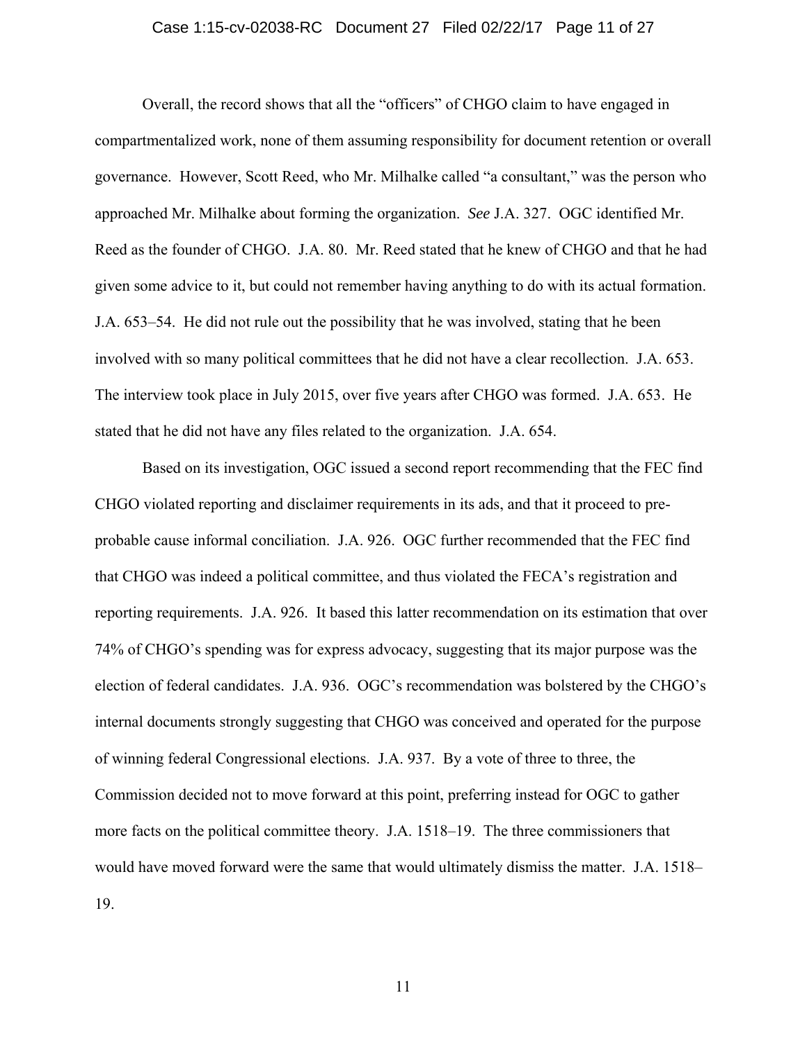Overall, the record shows that all the "officers" of CHGO claim to have engaged in compartmentalized work, none of them assuming responsibility for document retention or overall governance. However, Scott Reed, who Mr. Milhalke called "a consultant," was the person who approached Mr. Milhalke about forming the organization. *See* J.A. 327. OGC identified Mr. Reed as the founder of CHGO. J.A. 80. Mr. Reed stated that he knew of CHGO and that he had given some advice to it, but could not remember having anything to do with its actual formation. J.A. 653–54. He did not rule out the possibility that he was involved, stating that he been involved with so many political committees that he did not have a clear recollection. J.A. 653. The interview took place in July 2015, over five years after CHGO was formed. J.A. 653. He stated that he did not have any files related to the organization. J.A. 654.

Based on its investigation, OGC issued a second report recommending that the FEC find CHGO violated reporting and disclaimer requirements in its ads, and that it proceed to pre-probable cause informal conciliation. J.A. 926. OGC further recommended that the FEC find that CHGO was indeed a political committee, and thus violated the FECA's registration and reporting requirements. J.A. 926. It based this latter recommendation on its estimation that over 74% of CHGO's spending was for express advocacy, suggesting that its major purpose was the election of federal candidates. J.A. 936. OGC's recommendation was bolstered by the CHGO's internal documents strongly suggesting that CHGO was conceived and operated for the purpose of winning federal Congressional elections. J.A. 937. By a vote of three to three, the Commission decided not to move forward at this point, preferring instead for OGC to gather more facts on the political committee theory. J.A. 1518–19. The three commissioners that would have moved forward were the same that would ultimately dismiss the matter. J.A. 1518–19.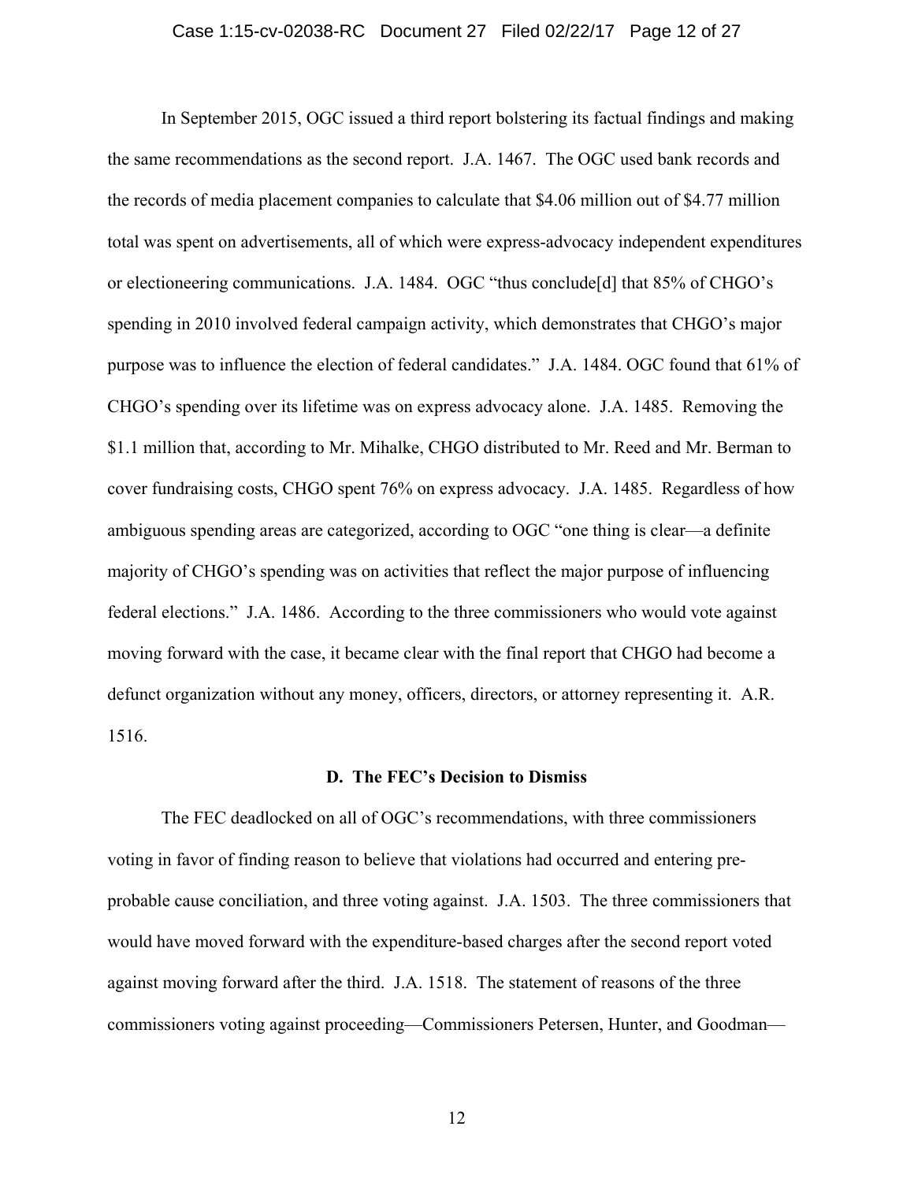In September 2015, OGC issued a third report bolstering its factual findings and making the same recommendations as the second report. J.A. 1467. The OGC used bank records and the records of media placement companies to calculate that $4.06 million out of $4.77 million total was spent on advertisements, all of which were express-advocacy independent expenditures or electioneering communications. J.A. 1484. OGC "thus conclude[d] that 85% of CHGO's spending in 2010 involved federal campaign activity, which demonstrates that CHGO's major purpose was to influence the election of federal candidates." J.A. 1484. OGC found that 61% of CHGO's spending over its lifetime was on express advocacy alone. J.A. 1485. Removing the $1.1 million that, according to Mr. Mihalke, CHGO distributed to Mr. Reed and Mr. Berman to cover fundraising costs, CHGO spent 76% on express advocacy. J.A. 1485. Regardless of how ambiguous spending areas are categorized, according to OGC "one thing is clear—a definite majority of CHGO's spending was on activities that reflect the major purpose of influencing federal elections." J.A. 1486. According to the three commissioners who would vote against moving forward with the case, it became clear with the final report that CHGO had become a defunct organization without any money, officers, directors, or attorney representing it. A.R. 1516.

**D. The FEC's Decision to Dismiss**

The FEC deadlocked on all of OGC's recommendations, with three commissioners voting in favor of finding reason to believe that violations had occurred and entering pre-probable cause conciliation, and three voting against. J.A. 1503. The three commissioners that would have moved forward with the expenditure-based charges after the second report voted against moving forward after the third. J.A. 1518. The statement of reasons of the three commissioners voting against proceeding—Commissioners Petersen, Hunter, and Goodman—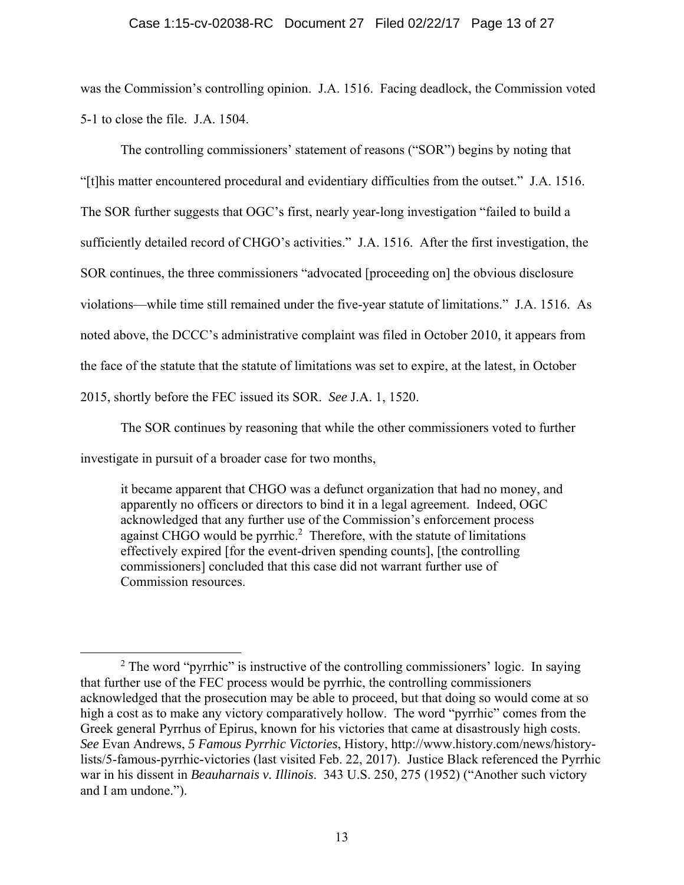was the Commission's controlling opinion. J.A. 1516. Facing deadlock, the Commission voted 5-1 to close the file. J.A. 1504.

The controlling commissioners' statement of reasons ("SOR") begins by noting that "[t]his matter encountered procedural and evidentiary difficulties from the outset." J.A. 1516. The SOR further suggests that OGC's first, nearly year-long investigation "failed to build a sufficiently detailed record of CHGO's activities." J.A. 1516. After the first investigation, the SOR continues, the three commissioners "advocated [proceeding on] the obvious disclosure violations—while time still remained under the five-year statute of limitations." J.A. 1516. As noted above, the DCCC's administrative complaint was filed in October 2010, it appears from the face of the statute that the statute of limitations was set to expire, at the latest, in October 2015, shortly before the FEC issued its SOR. *See* J.A. 1, 1520.

The SOR continues by reasoning that while the other commissioners voted to further investigate in pursuit of a broader case for two months,

> it became apparent that CHGO was a defunct organization that had no money, and apparently no officers or directors to bind it in a legal agreement. Indeed, OGC acknowledged that any further use of the Commission's enforcement process against CHGO would be pyrrhic.[2] Therefore, with the statute of limitations effectively expired [for the event-driven spending counts], [the controlling commissioners] concluded that this case did not warrant further use of Commission resources.

---

[2] The word "pyrrhic" is instructive of the controlling commissioners' logic. In saying that further use of the FEC process would be pyrrhic, the controlling commissioners acknowledged that the prosecution may be able to proceed, but that doing so would come at so high a cost as to make any victory comparatively hollow. The word "pyrrhic" comes from the Greek general Pyrrhus of Epirus, known for his victories that came at disastrously high costs. *See* Evan Andrews, *5 Famous Pyrrhic Victories*, History, http://www.history.com/news/history-lists/5-famous-pyrrhic-victories (last visited Feb. 22, 2017). Justice Black referenced the Pyrrhic war in his dissent in *Beauharnais v. Illinois*. 343 U.S. 250, 275 (1952) ("Another such victory and I am undone.").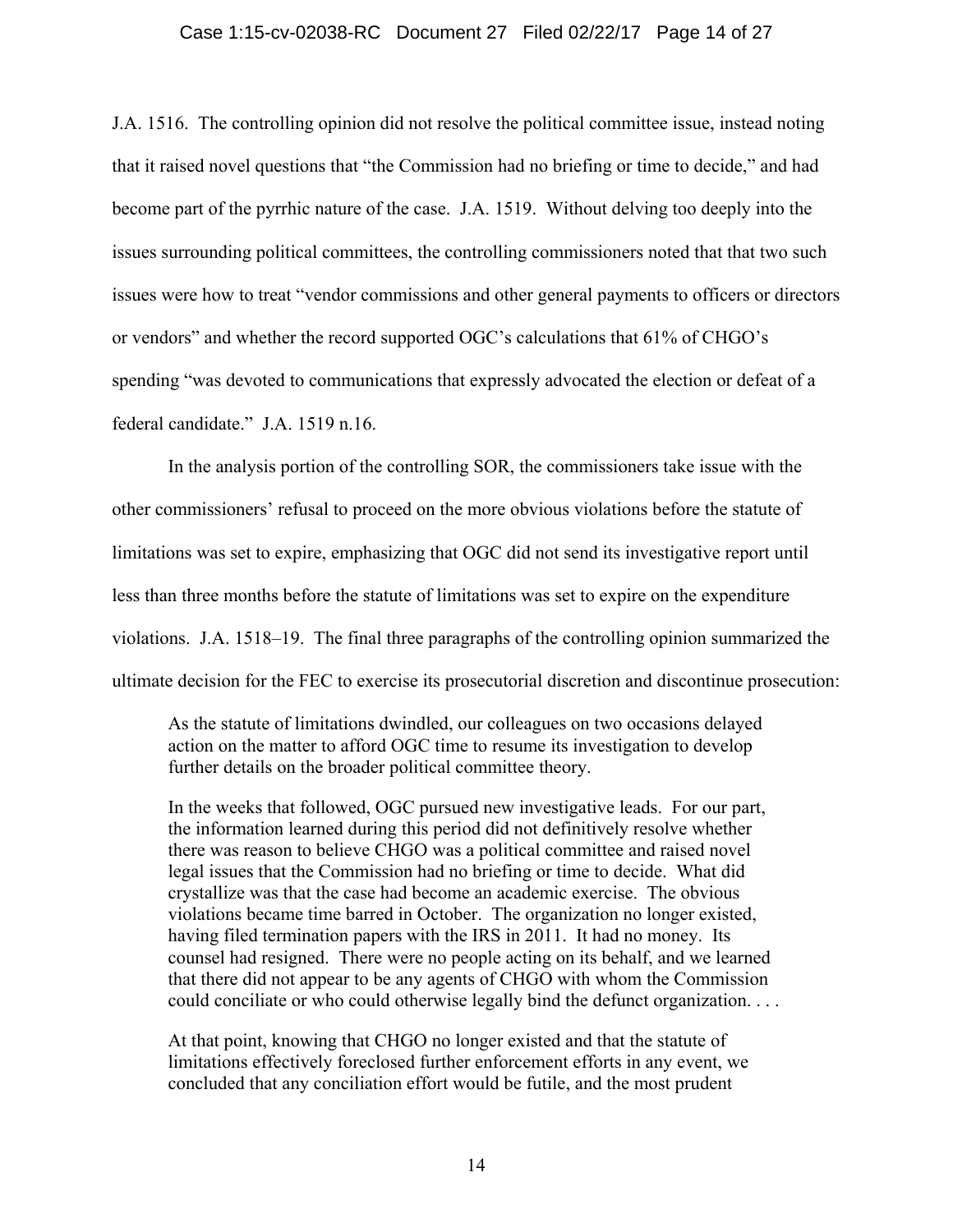J.A. 1516. The controlling opinion did not resolve the political committee issue, instead noting that it raised novel questions that "the Commission had no briefing or time to decide," and had become part of the pyrrhic nature of the case. J.A. 1519. Without delving too deeply into the issues surrounding political committees, the controlling commissioners noted that that two such issues were how to treat "vendor commissions and other general payments to officers or directors or vendors" and whether the record supported OGC's calculations that 61% of CHGO's spending "was devoted to communications that expressly advocated the election or defeat of a federal candidate." J.A. 1519 n.16.

In the analysis portion of the controlling SOR, the commissioners take issue with the other commissioners' refusal to proceed on the more obvious violations before the statute of limitations was set to expire, emphasizing that OGC did not send its investigative report until less than three months before the statute of limitations was set to expire on the expenditure violations. J.A. 1518–19. The final three paragraphs of the controlling opinion summarized the ultimate decision for the FEC to exercise its prosecutorial discretion and discontinue prosecution:

> As the statute of limitations dwindled, our colleagues on two occasions delayed action on the matter to afford OGC time to resume its investigation to develop further details on the broader political committee theory.
>
> In the weeks that followed, OGC pursued new investigative leads. For our part, the information learned during this period did not definitively resolve whether there was reason to believe CHGO was a political committee and raised novel legal issues that the Commission had no briefing or time to decide. What did crystallize was that the case had become an academic exercise. The obvious violations became time barred in October. The organization no longer existed, having filed termination papers with the IRS in 2011. It had no money. Its counsel had resigned. There were no people acting on its behalf, and we learned that there did not appear to be any agents of CHGO with whom the Commission could conciliate or who could otherwise legally bind the defunct organization. . . .
>
> At that point, knowing that CHGO no longer existed and that the statute of limitations effectively foreclosed further enforcement efforts in any event, we concluded that any conciliation effort would be futile, and the most prudent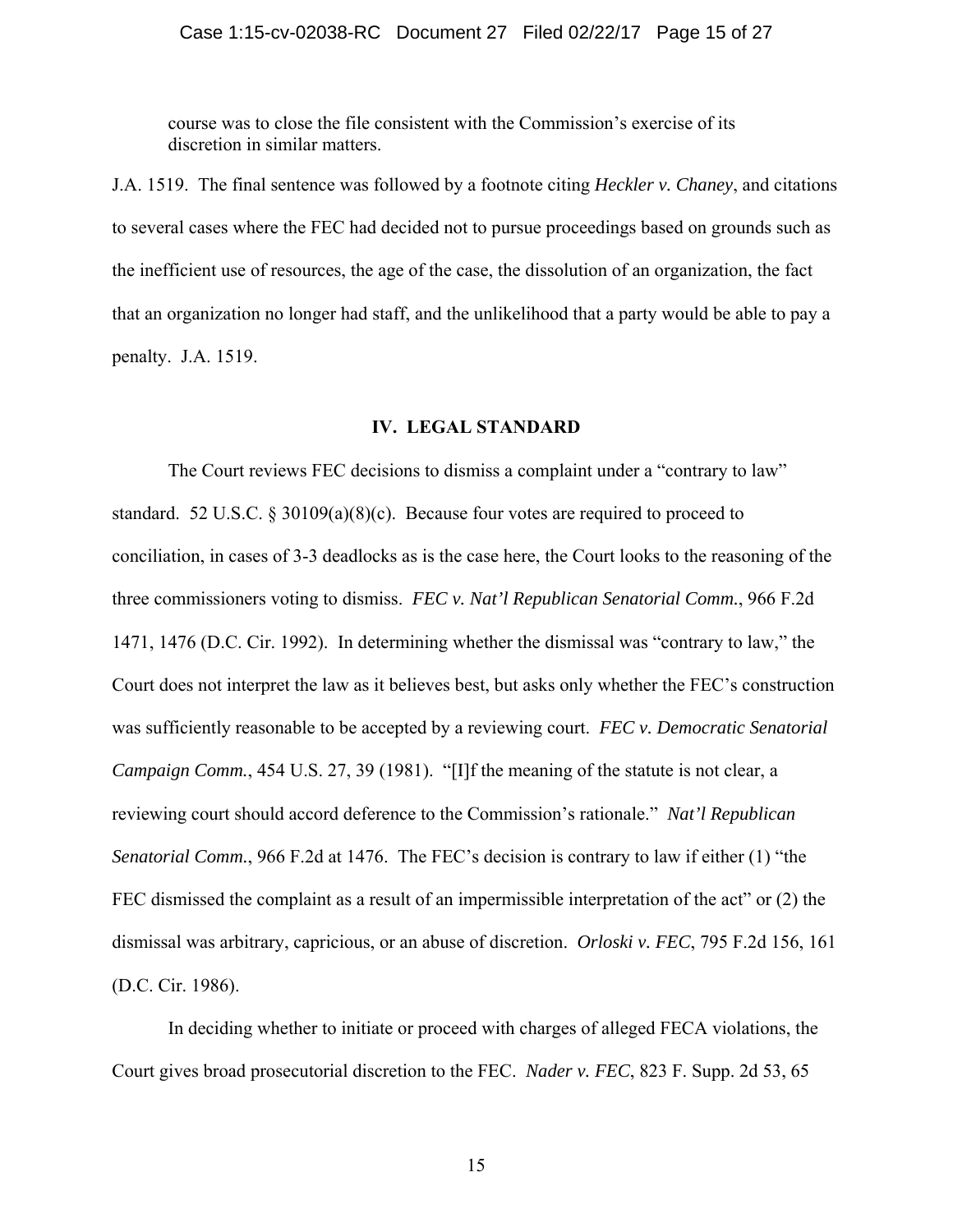course was to close the file consistent with the Commission's exercise of its discretion in similar matters.

J.A. 1519. The final sentence was followed by a footnote citing *Heckler v. Chaney*, and citations to several cases where the FEC had decided not to pursue proceedings based on grounds such as the inefficient use of resources, the age of the case, the dissolution of an organization, the fact that an organization no longer had staff, and the unlikelihood that a party would be able to pay a penalty. J.A. 1519.

## IV. LEGAL STANDARD

The Court reviews FEC decisions to dismiss a complaint under a "contrary to law" standard. 52 U.S.C. § 30109(a)(8)(c). Because four votes are required to proceed to conciliation, in cases of 3-3 deadlocks as is the case here, the Court looks to the reasoning of the three commissioners voting to dismiss. *FEC v. Nat'l Republican Senatorial Comm.*, 966 F.2d 1471, 1476 (D.C. Cir. 1992). In determining whether the dismissal was "contrary to law," the Court does not interpret the law as it believes best, but asks only whether the FEC's construction was sufficiently reasonable to be accepted by a reviewing court. *FEC v. Democratic Senatorial Campaign Comm.*, 454 U.S. 27, 39 (1981). "[I]f the meaning of the statute is not clear, a reviewing court should accord deference to the Commission's rationale." *Nat'l Republican Senatorial Comm.*, 966 F.2d at 1476. The FEC's decision is contrary to law if either (1) "the FEC dismissed the complaint as a result of an impermissible interpretation of the act" or (2) the dismissal was arbitrary, capricious, or an abuse of discretion. *Orloski v. FEC*, 795 F.2d 156, 161 (D.C. Cir. 1986).

In deciding whether to initiate or proceed with charges of alleged FECA violations, the Court gives broad prosecutorial discretion to the FEC. *Nader v. FEC*, 823 F. Supp. 2d 53, 65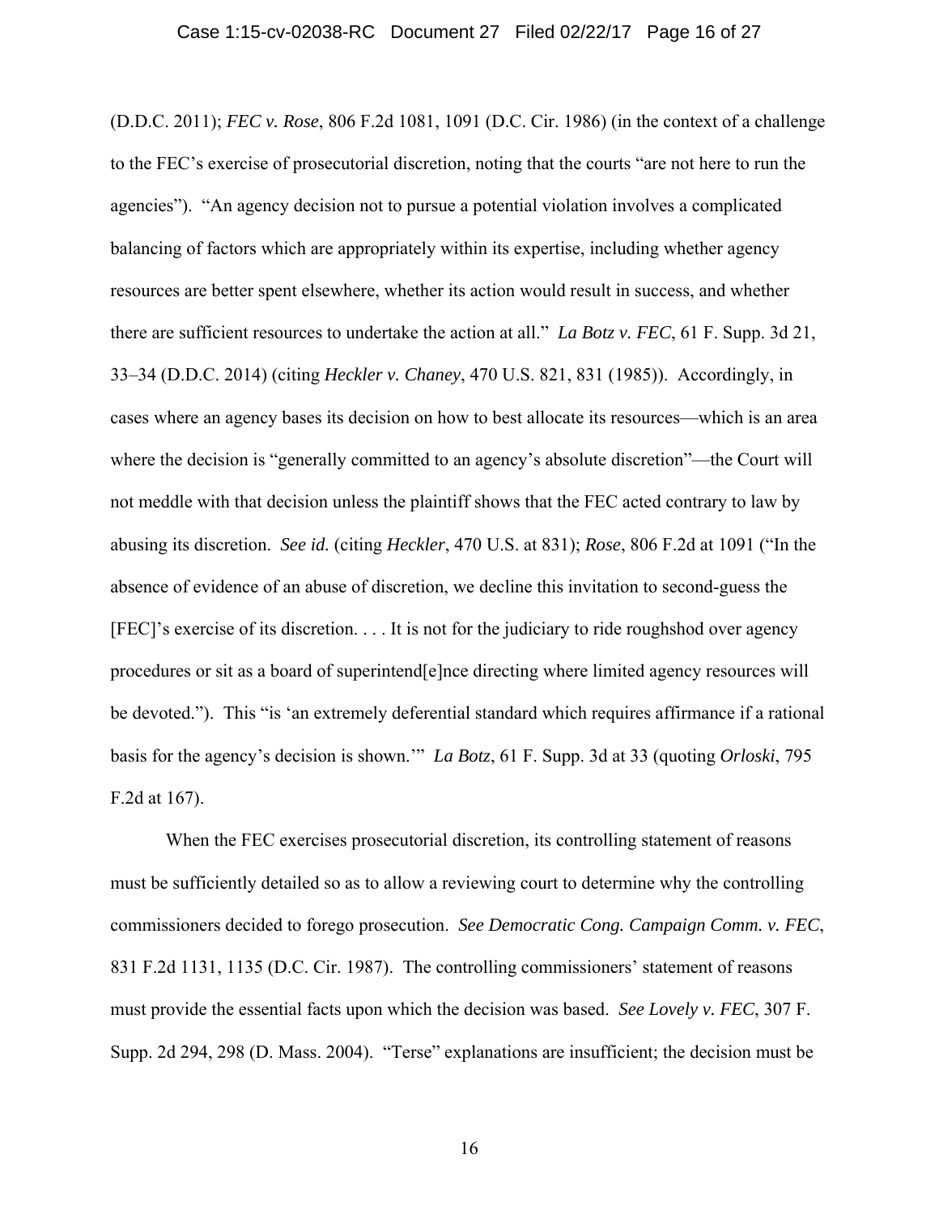(D.D.C. 2011); *FEC v. Rose*, 806 F.2d 1081, 1091 (D.C. Cir. 1986) (in the context of a challenge to the FEC's exercise of prosecutorial discretion, noting that the courts "are not here to run the agencies"). "An agency decision not to pursue a potential violation involves a complicated balancing of factors which are appropriately within its expertise, including whether agency resources are better spent elsewhere, whether its action would result in success, and whether there are sufficient resources to undertake the action at all." *La Botz v. FEC*, 61 F. Supp. 3d 21, 33–34 (D.D.C. 2014) (citing *Heckler v. Chaney*, 470 U.S. 821, 831 (1985)). Accordingly, in cases where an agency bases its decision on how to best allocate its resources—which is an area where the decision is "generally committed to an agency's absolute discretion"—the Court will not meddle with that decision unless the plaintiff shows that the FEC acted contrary to law by abusing its discretion. *See id.* (citing *Heckler*, 470 U.S. at 831); *Rose*, 806 F.2d at 1091 ("In the absence of evidence of an abuse of discretion, we decline this invitation to second-guess the [FEC]'s exercise of its discretion. . . . It is not for the judiciary to ride roughshod over agency procedures or sit as a board of superintend[e]nce directing where limited agency resources will be devoted."). This "is 'an extremely deferential standard which requires affirmance if a rational basis for the agency's decision is shown.'" *La Botz*, 61 F. Supp. 3d at 33 (quoting *Orloski*, 795 F.2d at 167).

When the FEC exercises prosecutorial discretion, its controlling statement of reasons must be sufficiently detailed so as to allow a reviewing court to determine why the controlling commissioners decided to forego prosecution. *See Democratic Cong. Campaign Comm. v. FEC*, 831 F.2d 1131, 1135 (D.C. Cir. 1987). The controlling commissioners' statement of reasons must provide the essential facts upon which the decision was based. *See Lovely v. FEC*, 307 F. Supp. 2d 294, 298 (D. Mass. 2004). "Terse" explanations are insufficient; the decision must be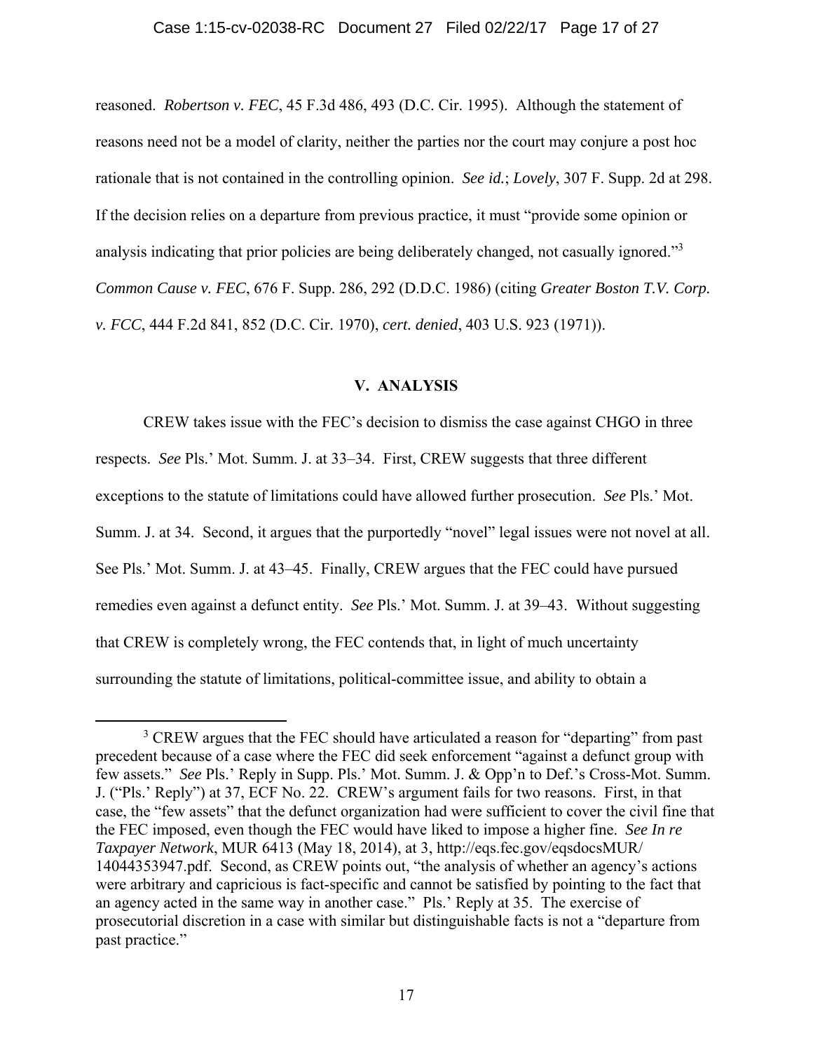reasoned. *Robertson v. FEC*, 45 F.3d 486, 493 (D.C. Cir. 1995). Although the statement of reasons need not be a model of clarity, neither the parties nor the court may conjure a post hoc rationale that is not contained in the controlling opinion. *See id.*; *Lovely*, 307 F. Supp. 2d at 298. If the decision relies on a departure from previous practice, it must "provide some opinion or analysis indicating that prior policies are being deliberately changed, not casually ignored."[3] *Common Cause v. FEC*, 676 F. Supp. 286, 292 (D.D.C. 1986) (citing *Greater Boston T.V. Corp. v. FCC*, 444 F.2d 841, 852 (D.C. Cir. 1970), *cert. denied*, 403 U.S. 923 (1971)).

## V. ANALYSIS

CREW takes issue with the FEC's decision to dismiss the case against CHGO in three respects. *See* Pls.' Mot. Summ. J. at 33–34. First, CREW suggests that three different exceptions to the statute of limitations could have allowed further prosecution. *See* Pls.' Mot. Summ. J. at 34. Second, it argues that the purportedly "novel" legal issues were not novel at all. See Pls.' Mot. Summ. J. at 43–45. Finally, CREW argues that the FEC could have pursued remedies even against a defunct entity. *See* Pls.' Mot. Summ. J. at 39–43. Without suggesting that CREW is completely wrong, the FEC contends that, in light of much uncertainty surrounding the statute of limitations, political-committee issue, and ability to obtain a

---

[3] CREW argues that the FEC should have articulated a reason for "departing" from past precedent because of a case where the FEC did seek enforcement "against a defunct group with few assets." *See* Pls.' Reply in Supp. Pls.' Mot. Summ. J. & Opp'n to Def.'s Cross-Mot. Summ. J. ("Pls.' Reply") at 37, ECF No. 22. CREW's argument fails for two reasons. First, in that case, the "few assets" that the defunct organization had were sufficient to cover the civil fine that the FEC imposed, even though the FEC would have liked to impose a higher fine. *See In re Taxpayer Network*, MUR 6413 (May 18, 2014), at 3, http://eqs.fec.gov/eqsdocsMUR/14044353947.pdf. Second, as CREW points out, "the analysis of whether an agency's actions were arbitrary and capricious is fact-specific and cannot be satisfied by pointing to the fact that an agency acted in the same way in another case." Pls.' Reply at 35. The exercise of prosecutorial discretion in a case with similar but distinguishable facts is not a "departure from past practice."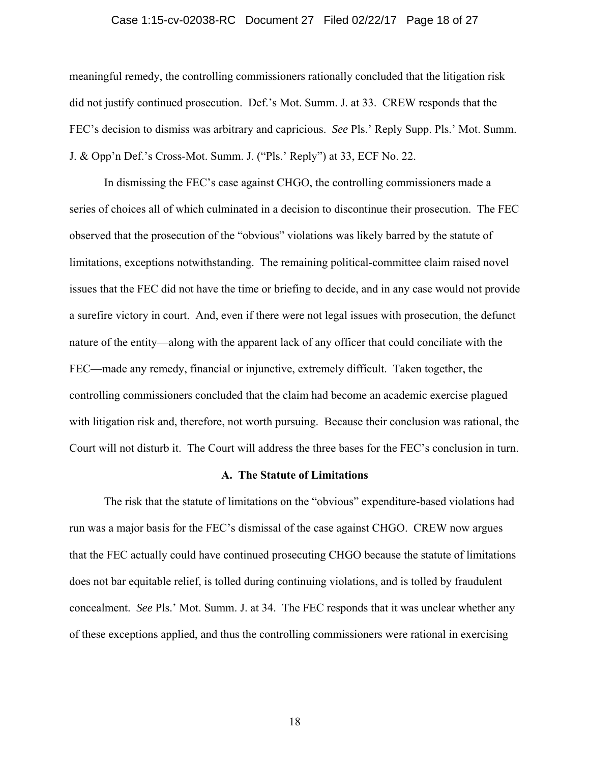meaningful remedy, the controlling commissioners rationally concluded that the litigation risk did not justify continued prosecution. Def.'s Mot. Summ. J. at 33. CREW responds that the FEC's decision to dismiss was arbitrary and capricious. *See* Pls.' Reply Supp. Pls.' Mot. Summ. J. & Opp'n Def.'s Cross-Mot. Summ. J. ("Pls.' Reply") at 33, ECF No. 22.

In dismissing the FEC's case against CHGO, the controlling commissioners made a series of choices all of which culminated in a decision to discontinue their prosecution. The FEC observed that the prosecution of the "obvious" violations was likely barred by the statute of limitations, exceptions notwithstanding. The remaining political-committee claim raised novel issues that the FEC did not have the time or briefing to decide, and in any case would not provide a surefire victory in court. And, even if there were not legal issues with prosecution, the defunct nature of the entity—along with the apparent lack of any officer that could conciliate with the FEC—made any remedy, financial or injunctive, extremely difficult. Taken together, the controlling commissioners concluded that the claim had become an academic exercise plagued with litigation risk and, therefore, not worth pursuing. Because their conclusion was rational, the Court will not disturb it. The Court will address the three bases for the FEC's conclusion in turn.

### A. The Statute of Limitations

The risk that the statute of limitations on the "obvious" expenditure-based violations had run was a major basis for the FEC's dismissal of the case against CHGO. CREW now argues that the FEC actually could have continued prosecuting CHGO because the statute of limitations does not bar equitable relief, is tolled during continuing violations, and is tolled by fraudulent concealment. *See* Pls.' Mot. Summ. J. at 34. The FEC responds that it was unclear whether any of these exceptions applied, and thus the controlling commissioners were rational in exercising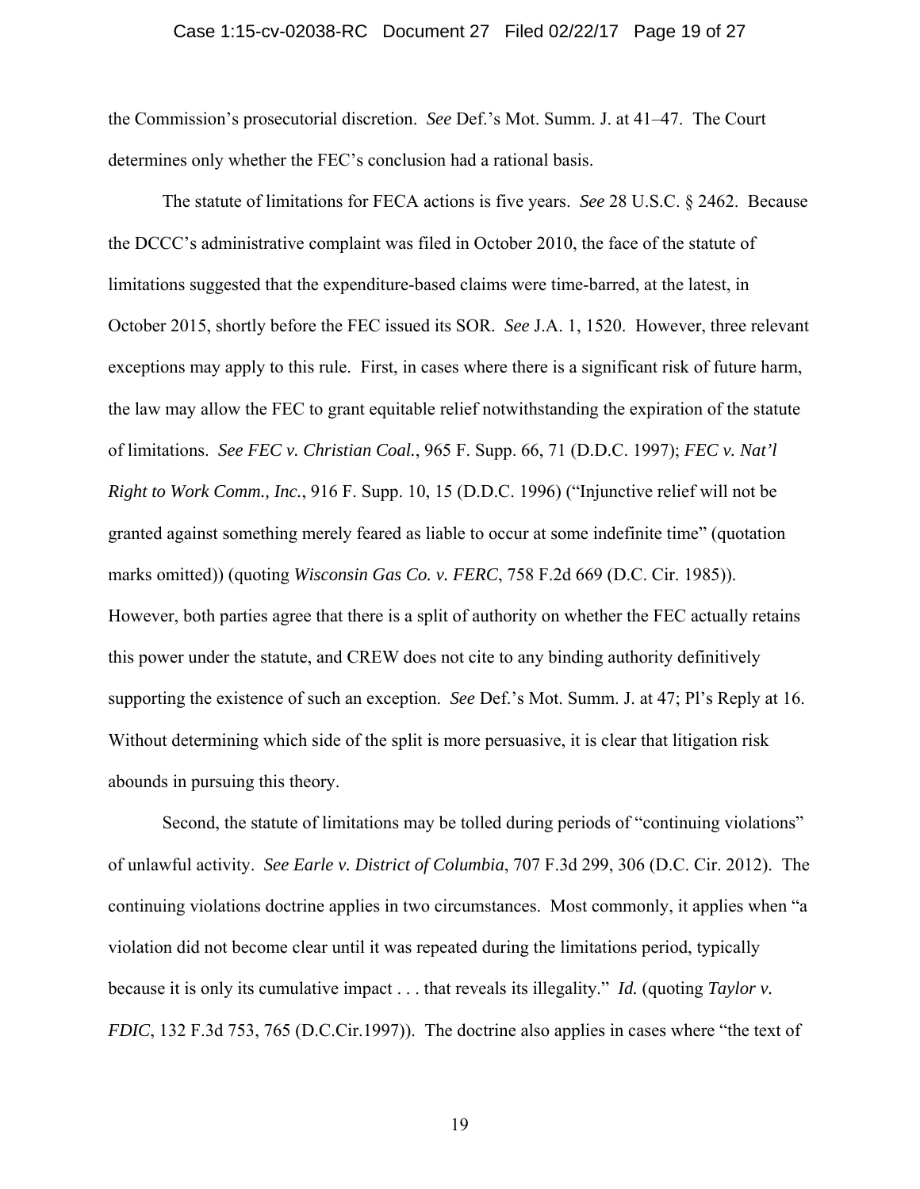the Commission's prosecutorial discretion. *See* Def.'s Mot. Summ. J. at 41–47. The Court determines only whether the FEC's conclusion had a rational basis.

The statute of limitations for FECA actions is five years. *See* 28 U.S.C. § 2462. Because the DCCC's administrative complaint was filed in October 2010, the face of the statute of limitations suggested that the expenditure-based claims were time-barred, at the latest, in October 2015, shortly before the FEC issued its SOR. *See* J.A. 1, 1520. However, three relevant exceptions may apply to this rule. First, in cases where there is a significant risk of future harm, the law may allow the FEC to grant equitable relief notwithstanding the expiration of the statute of limitations. *See FEC v. Christian Coal.*, 965 F. Supp. 66, 71 (D.D.C. 1997); *FEC v. Nat'l Right to Work Comm., Inc.*, 916 F. Supp. 10, 15 (D.D.C. 1996) ("Injunctive relief will not be granted against something merely feared as liable to occur at some indefinite time" (quotation marks omitted)) (quoting *Wisconsin Gas Co. v. FERC*, 758 F.2d 669 (D.C. Cir. 1985)). However, both parties agree that there is a split of authority on whether the FEC actually retains this power under the statute, and CREW does not cite to any binding authority definitively supporting the existence of such an exception. *See* Def.'s Mot. Summ. J. at 47; Pl's Reply at 16. Without determining which side of the split is more persuasive, it is clear that litigation risk abounds in pursuing this theory.

Second, the statute of limitations may be tolled during periods of "continuing violations" of unlawful activity. *See Earle v. District of Columbia*, 707 F.3d 299, 306 (D.C. Cir. 2012). The continuing violations doctrine applies in two circumstances. Most commonly, it applies when "a violation did not become clear until it was repeated during the limitations period, typically because it is only its cumulative impact . . . that reveals its illegality." *Id.* (quoting *Taylor v. FDIC*, 132 F.3d 753, 765 (D.C.Cir.1997)). The doctrine also applies in cases where "the text of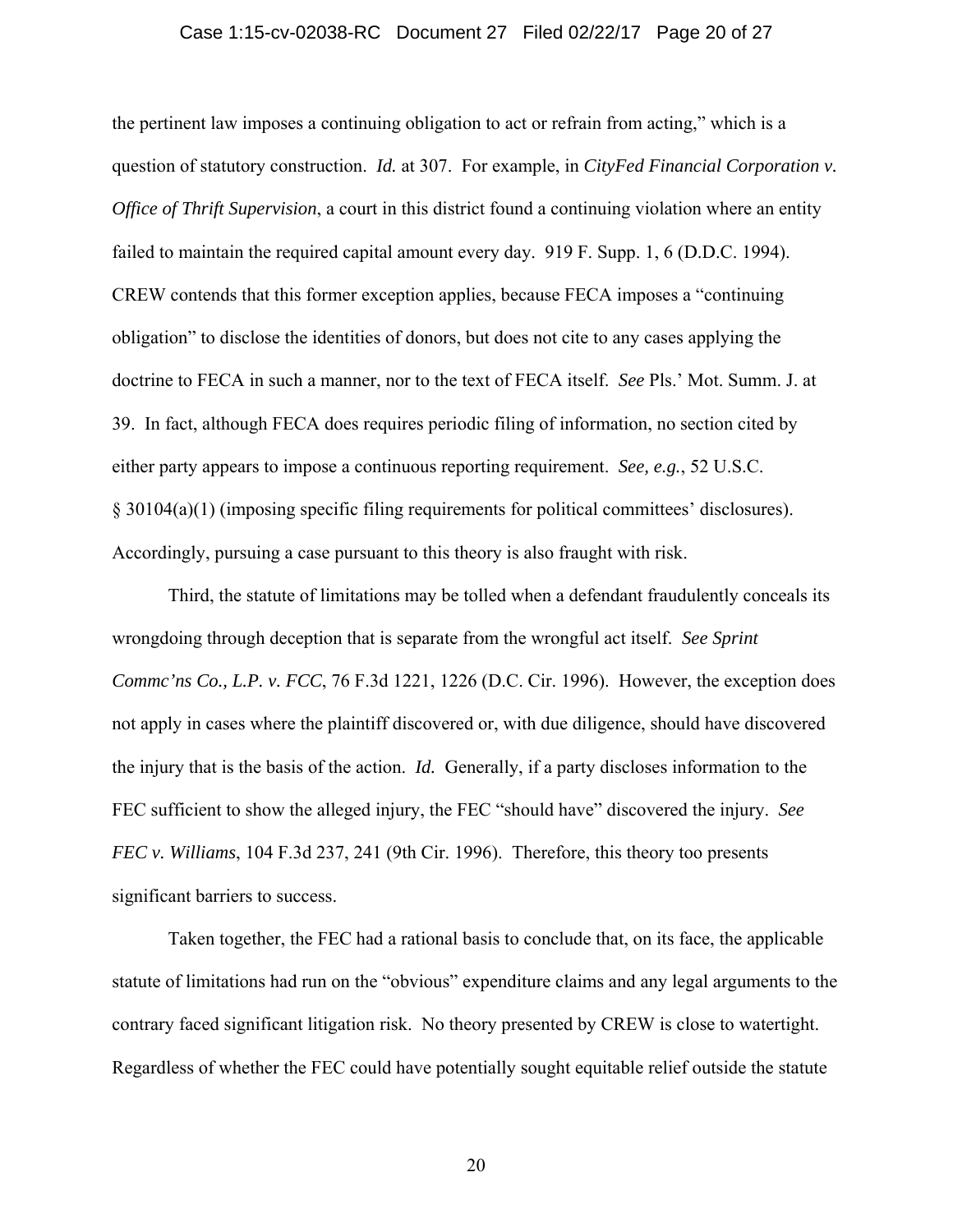the pertinent law imposes a continuing obligation to act or refrain from acting," which is a question of statutory construction. *Id.* at 307. For example, in *CityFed Financial Corporation v. Office of Thrift Supervision*, a court in this district found a continuing violation where an entity failed to maintain the required capital amount every day. 919 F. Supp. 1, 6 (D.D.C. 1994). CREW contends that this former exception applies, because FECA imposes a "continuing obligation" to disclose the identities of donors, but does not cite to any cases applying the doctrine to FECA in such a manner, nor to the text of FECA itself. *See* Pls.' Mot. Summ. J. at 39. In fact, although FECA does requires periodic filing of information, no section cited by either party appears to impose a continuous reporting requirement. *See, e.g.*, 52 U.S.C. § 30104(a)(1) (imposing specific filing requirements for political committees' disclosures). Accordingly, pursuing a case pursuant to this theory is also fraught with risk.

Third, the statute of limitations may be tolled when a defendant fraudulently conceals its wrongdoing through deception that is separate from the wrongful act itself. *See Sprint Commc'ns Co., L.P. v. FCC*, 76 F.3d 1221, 1226 (D.C. Cir. 1996). However, the exception does not apply in cases where the plaintiff discovered or, with due diligence, should have discovered the injury that is the basis of the action. *Id.* Generally, if a party discloses information to the FEC sufficient to show the alleged injury, the FEC "should have" discovered the injury. *See FEC v. Williams*, 104 F.3d 237, 241 (9th Cir. 1996). Therefore, this theory too presents significant barriers to success.

Taken together, the FEC had a rational basis to conclude that, on its face, the applicable statute of limitations had run on the "obvious" expenditure claims and any legal arguments to the contrary faced significant litigation risk. No theory presented by CREW is close to watertight. Regardless of whether the FEC could have potentially sought equitable relief outside the statute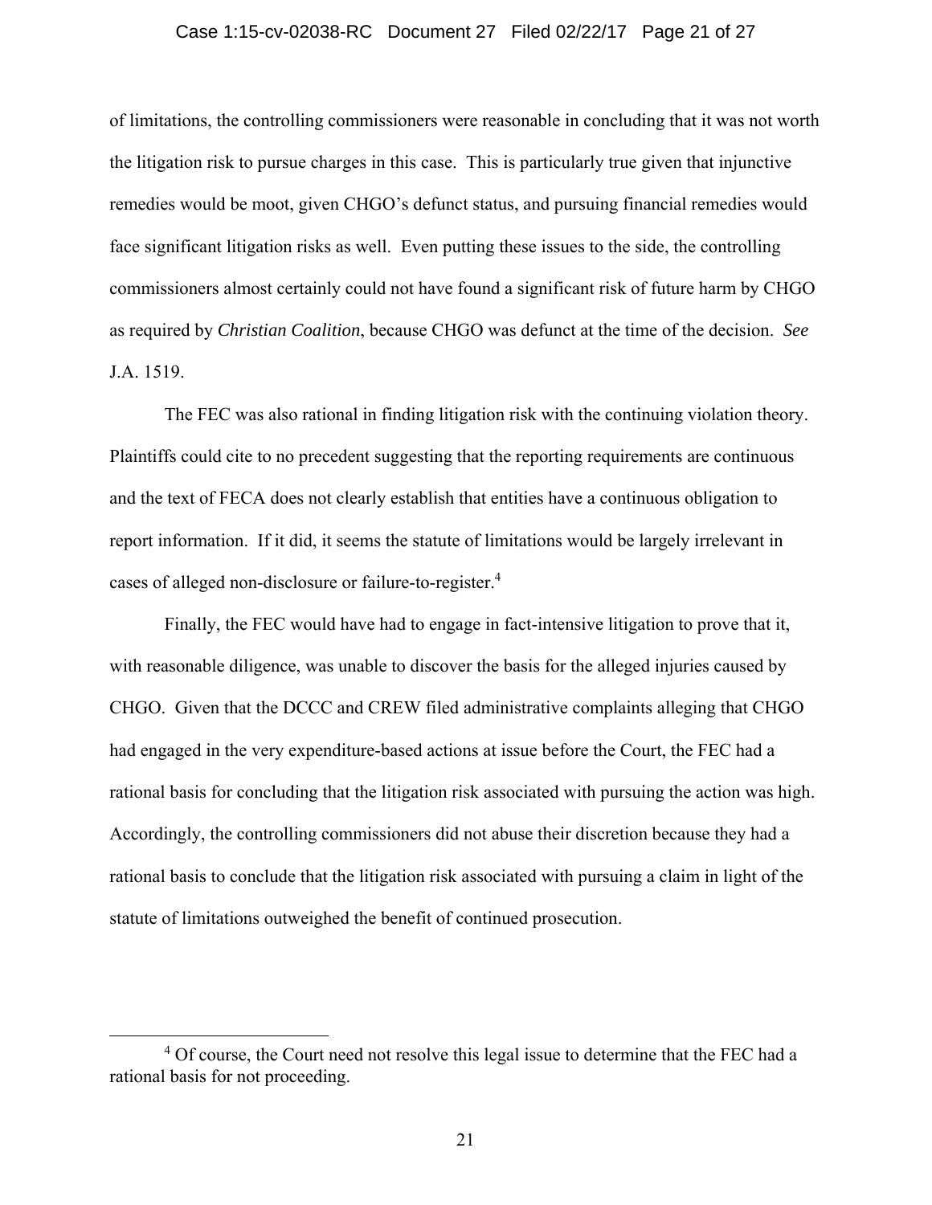of limitations, the controlling commissioners were reasonable in concluding that it was not worth the litigation risk to pursue charges in this case. This is particularly true given that injunctive remedies would be moot, given CHGO's defunct status, and pursuing financial remedies would face significant litigation risks as well. Even putting these issues to the side, the controlling commissioners almost certainly could not have found a significant risk of future harm by CHGO as required by *Christian Coalition*, because CHGO was defunct at the time of the decision. *See* J.A. 1519.

The FEC was also rational in finding litigation risk with the continuing violation theory. Plaintiffs could cite to no precedent suggesting that the reporting requirements are continuous and the text of FECA does not clearly establish that entities have a continuous obligation to report information. If it did, it seems the statute of limitations would be largely irrelevant in cases of alleged non-disclosure or failure-to-register.[4]

Finally, the FEC would have had to engage in fact-intensive litigation to prove that it, with reasonable diligence, was unable to discover the basis for the alleged injuries caused by CHGO. Given that the DCCC and CREW filed administrative complaints alleging that CHGO had engaged in the very expenditure-based actions at issue before the Court, the FEC had a rational basis for concluding that the litigation risk associated with pursuing the action was high. Accordingly, the controlling commissioners did not abuse their discretion because they had a rational basis to conclude that the litigation risk associated with pursuing a claim in light of the statute of limitations outweighed the benefit of continued prosecution.

[4] Of course, the Court need not resolve this legal issue to determine that the FEC had a rational basis for not proceeding.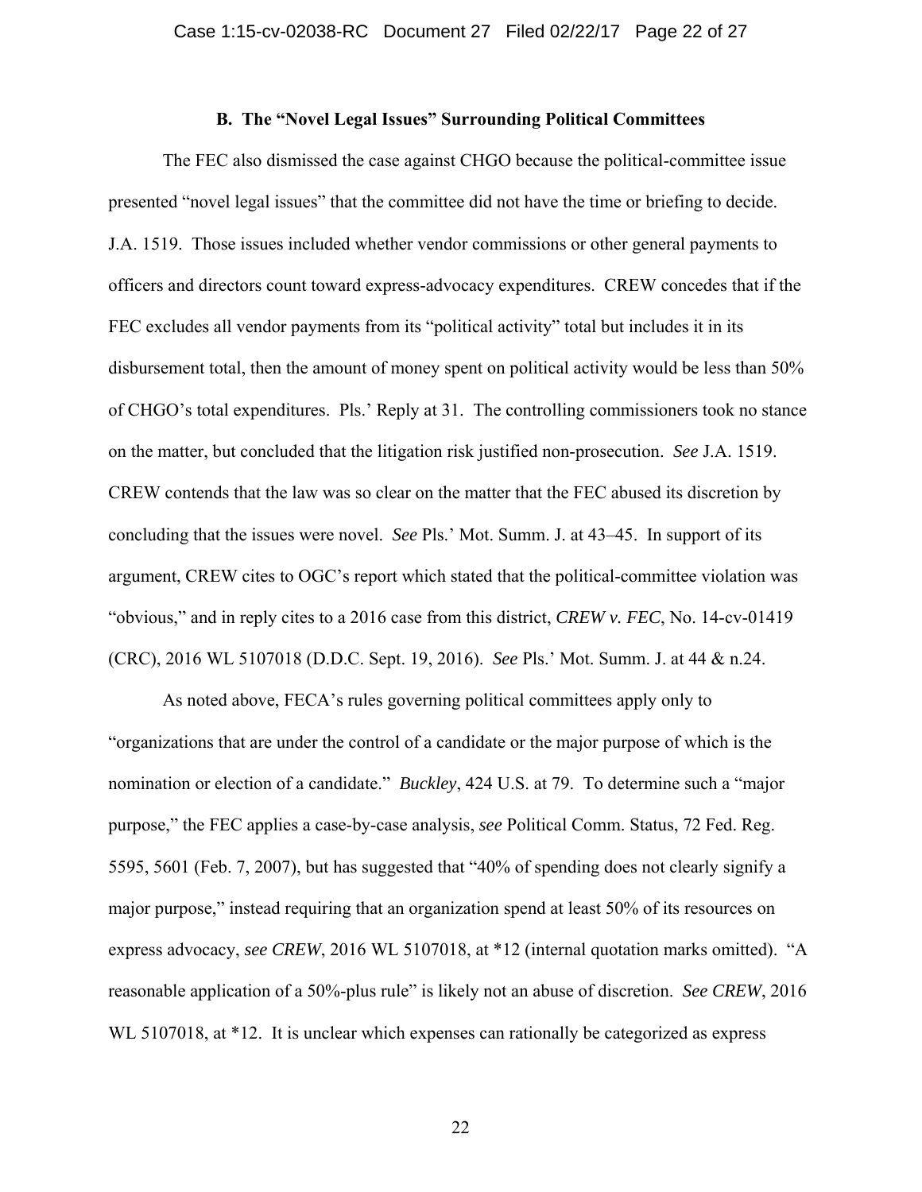### B. The "Novel Legal Issues" Surrounding Political Committees

The FEC also dismissed the case against CHGO because the political-committee issue presented "novel legal issues" that the committee did not have the time or briefing to decide. J.A. 1519. Those issues included whether vendor commissions or other general payments to officers and directors count toward express-advocacy expenditures. CREW concedes that if the FEC excludes all vendor payments from its "political activity" total but includes it in its disbursement total, then the amount of money spent on political activity would be less than 50% of CHGO's total expenditures. Pls.' Reply at 31. The controlling commissioners took no stance on the matter, but concluded that the litigation risk justified non-prosecution. *See* J.A. 1519. CREW contends that the law was so clear on the matter that the FEC abused its discretion by concluding that the issues were novel. *See* Pls.' Mot. Summ. J. at 43–45. In support of its argument, CREW cites to OGC's report which stated that the political-committee violation was "obvious," and in reply cites to a 2016 case from this district, *CREW v. FEC*, No. 14-cv-01419 (CRC), 2016 WL 5107018 (D.D.C. Sept. 19, 2016). *See* Pls.' Mot. Summ. J. at 44 & n.24.

As noted above, FECA's rules governing political committees apply only to "organizations that are under the control of a candidate or the major purpose of which is the nomination or election of a candidate." *Buckley*, 424 U.S. at 79. To determine such a "major purpose," the FEC applies a case-by-case analysis, *see* Political Comm. Status, 72 Fed. Reg. 5595, 5601 (Feb. 7, 2007), but has suggested that "40% of spending does not clearly signify a major purpose," instead requiring that an organization spend at least 50% of its resources on express advocacy, *see CREW*, 2016 WL 5107018, at *12 (internal quotation marks omitted). "A reasonable application of a 50%-plus rule" is likely not an abuse of discretion. *See CREW*, 2016 WL 5107018, at *12. It is unclear which expenses can rationally be categorized as express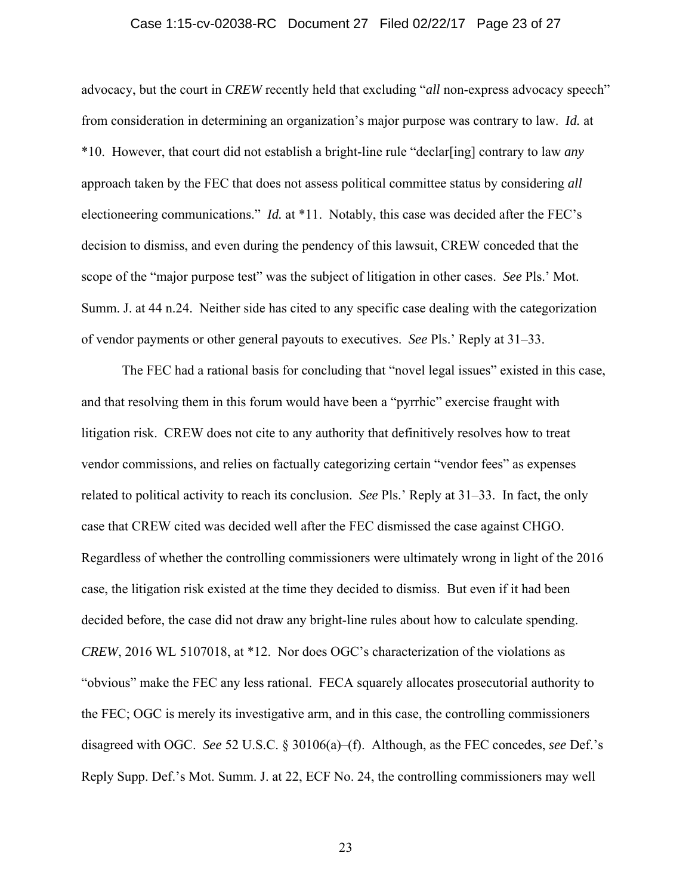advocacy, but the court in *CREW* recently held that excluding "*all* non-express advocacy speech" from consideration in determining an organization's major purpose was contrary to law. *Id.* at *10. However, that court did not establish a bright-line rule "declar[ing] contrary to law *any* approach taken by the FEC that does not assess political committee status by considering *all* electioneering communications." *Id.* at *11. Notably, this case was decided after the FEC's decision to dismiss, and even during the pendency of this lawsuit, CREW conceded that the scope of the "major purpose test" was the subject of litigation in other cases. *See* Pls.' Mot. Summ. J. at 44 n.24. Neither side has cited to any specific case dealing with the categorization of vendor payments or other general payouts to executives. *See* Pls.' Reply at 31–33.

The FEC had a rational basis for concluding that "novel legal issues" existed in this case, and that resolving them in this forum would have been a "pyrrhic" exercise fraught with litigation risk. CREW does not cite to any authority that definitively resolves how to treat vendor commissions, and relies on factually categorizing certain "vendor fees" as expenses related to political activity to reach its conclusion. *See* Pls.' Reply at 31–33. In fact, the only case that CREW cited was decided well after the FEC dismissed the case against CHGO. Regardless of whether the controlling commissioners were ultimately wrong in light of the 2016 case, the litigation risk existed at the time they decided to dismiss. But even if it had been decided before, the case did not draw any bright-line rules about how to calculate spending. *CREW*, 2016 WL 5107018, at *12. Nor does OGC's characterization of the violations as "obvious" make the FEC any less rational. FECA squarely allocates prosecutorial authority to the FEC; OGC is merely its investigative arm, and in this case, the controlling commissioners disagreed with OGC. *See* 52 U.S.C. § 30106(a)–(f). Although, as the FEC concedes, *see* Def.'s Reply Supp. Def.'s Mot. Summ. J. at 22, ECF No. 24, the controlling commissioners may well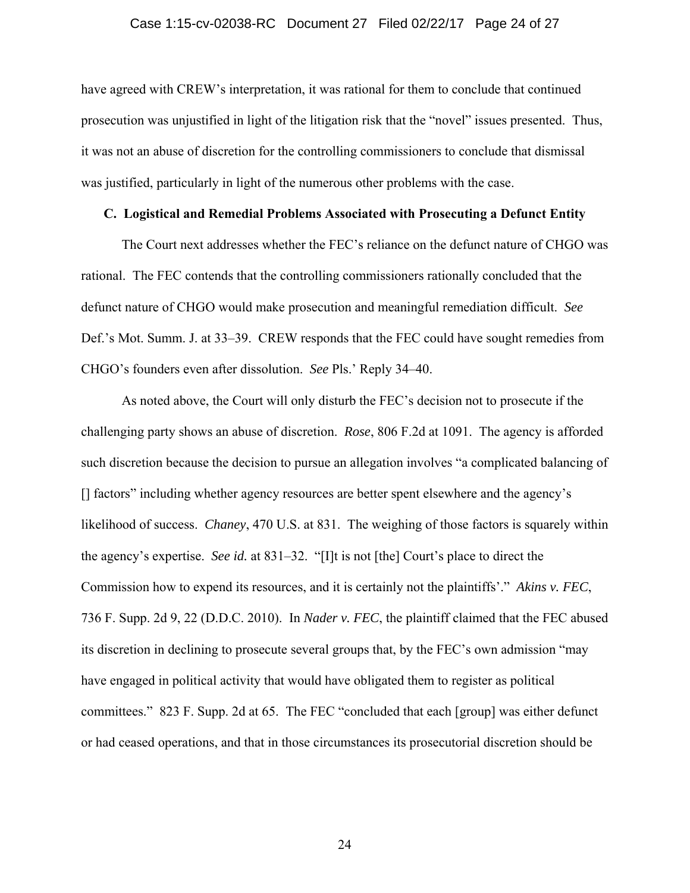have agreed with CREW's interpretation, it was rational for them to conclude that continued prosecution was unjustified in light of the litigation risk that the "novel" issues presented. Thus, it was not an abuse of discretion for the controlling commissioners to conclude that dismissal was justified, particularly in light of the numerous other problems with the case.

### C. Logistical and Remedial Problems Associated with Prosecuting a Defunct Entity

The Court next addresses whether the FEC's reliance on the defunct nature of CHGO was rational. The FEC contends that the controlling commissioners rationally concluded that the defunct nature of CHGO would make prosecution and meaningful remediation difficult. *See* Def.'s Mot. Summ. J. at 33–39. CREW responds that the FEC could have sought remedies from CHGO's founders even after dissolution. *See* Pls.' Reply 34–40.

As noted above, the Court will only disturb the FEC's decision not to prosecute if the challenging party shows an abuse of discretion. *Rose*, 806 F.2d at 1091. The agency is afforded such discretion because the decision to pursue an allegation involves "a complicated balancing of [] factors" including whether agency resources are better spent elsewhere and the agency's likelihood of success. *Chaney*, 470 U.S. at 831. The weighing of those factors is squarely within the agency's expertise. *See id.* at 831–32. "[I]t is not [the] Court's place to direct the Commission how to expend its resources, and it is certainly not the plaintiffs'." *Akins v. FEC*, 736 F. Supp. 2d 9, 22 (D.D.C. 2010). In *Nader v. FEC*, the plaintiff claimed that the FEC abused its discretion in declining to prosecute several groups that, by the FEC's own admission "may have engaged in political activity that would have obligated them to register as political committees." 823 F. Supp. 2d at 65. The FEC "concluded that each [group] was either defunct or had ceased operations, and that in those circumstances its prosecutorial discretion should be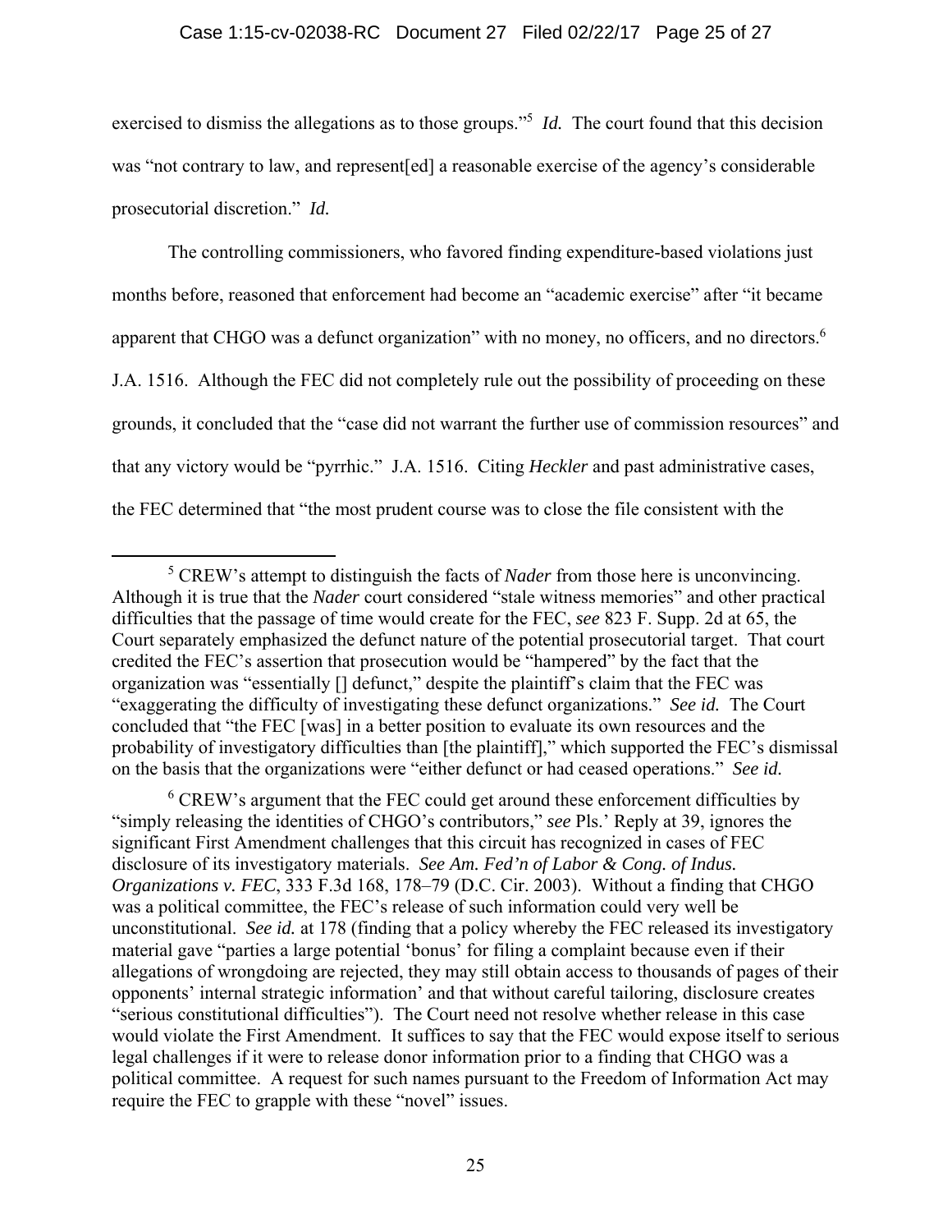exercised to dismiss the allegations as to those groups."[5] *Id.* The court found that this decision was "not contrary to law, and represent[ed] a reasonable exercise of the agency's considerable prosecutorial discretion." *Id.*

The controlling commissioners, who favored finding expenditure-based violations just months before, reasoned that enforcement had become an "academic exercise" after "it became apparent that CHGO was a defunct organization" with no money, no officers, and no directors.[6] J.A. 1516. Although the FEC did not completely rule out the possibility of proceeding on these grounds, it concluded that the "case did not warrant the further use of commission resources" and that any victory would be "pyrrhic." J.A. 1516. Citing *Heckler* and past administrative cases, the FEC determined that "the most prudent course was to close the file consistent with the

---

[5] CREW's attempt to distinguish the facts of *Nader* from those here is unconvincing. Although it is true that the *Nader* court considered "stale witness memories" and other practical difficulties that the passage of time would create for the FEC, *see* 823 F. Supp. 2d at 65, the Court separately emphasized the defunct nature of the potential prosecutorial target. That court credited the FEC's assertion that prosecution would be "hampered" by the fact that the organization was "essentially [] defunct," despite the plaintiff's claim that the FEC was "exaggerating the difficulty of investigating these defunct organizations." *See id.* The Court concluded that "the FEC [was] in a better position to evaluate its own resources and the probability of investigatory difficulties than [the plaintiff]," which supported the FEC's dismissal on the basis that the organizations were "either defunct or had ceased operations." *See id.*

[6] CREW's argument that the FEC could get around these enforcement difficulties by "simply releasing the identities of CHGO's contributors," *see* Pls.' Reply at 39, ignores the significant First Amendment challenges that this circuit has recognized in cases of FEC disclosure of its investigatory materials. *See Am. Fed'n of Labor & Cong. of Indus. Organizations v. FEC*, 333 F.3d 168, 178–79 (D.C. Cir. 2003). Without a finding that CHGO was a political committee, the FEC's release of such information could very well be unconstitutional. *See id.* at 178 (finding that a policy whereby the FEC released its investigatory material gave "parties a large potential 'bonus' for filing a complaint because even if their allegations of wrongdoing are rejected, they may still obtain access to thousands of pages of their opponents' internal strategic information' and that without careful tailoring, disclosure creates "serious constitutional difficulties"). The Court need not resolve whether release in this case would violate the First Amendment. It suffices to say that the FEC would expose itself to serious legal challenges if it were to release donor information prior to a finding that CHGO was a political committee. A request for such names pursuant to the Freedom of Information Act may require the FEC to grapple with these "novel" issues.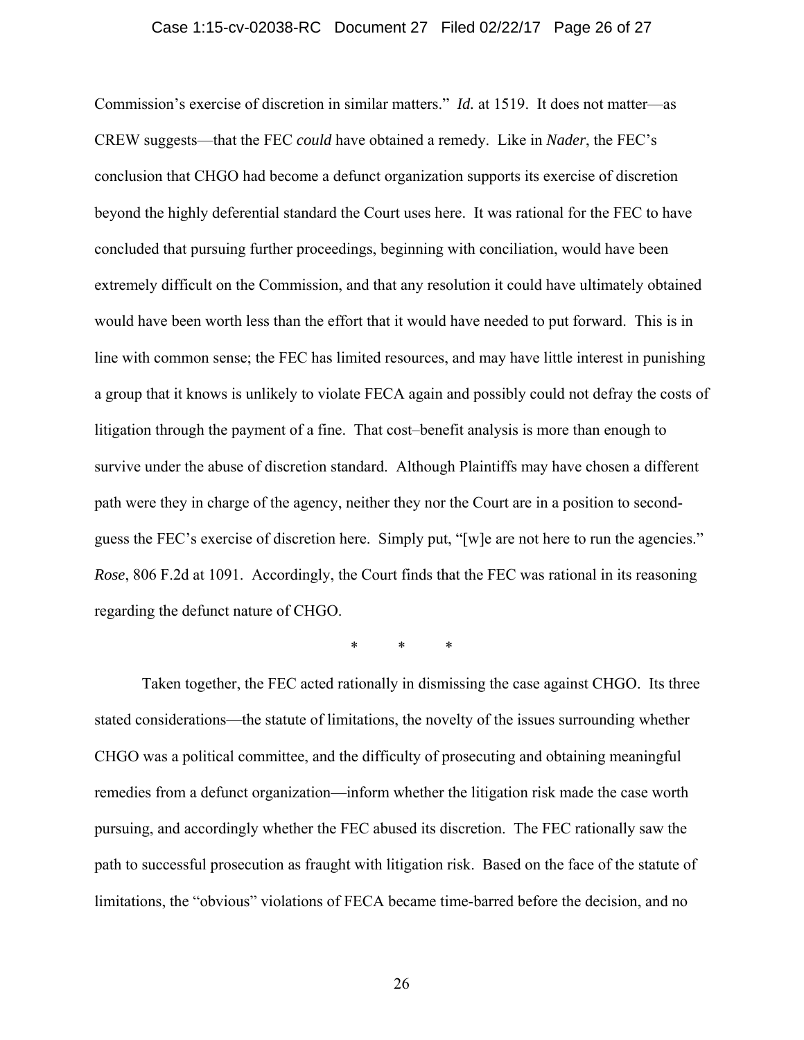Commission's exercise of discretion in similar matters." *Id.* at 1519. It does not matter—as CREW suggests—that the FEC *could* have obtained a remedy. Like in *Nader*, the FEC's conclusion that CHGO had become a defunct organization supports its exercise of discretion beyond the highly deferential standard the Court uses here. It was rational for the FEC to have concluded that pursuing further proceedings, beginning with conciliation, would have been extremely difficult on the Commission, and that any resolution it could have ultimately obtained would have been worth less than the effort that it would have needed to put forward. This is in line with common sense; the FEC has limited resources, and may have little interest in punishing a group that it knows is unlikely to violate FECA again and possibly could not defray the costs of litigation through the payment of a fine. That cost–benefit analysis is more than enough to survive under the abuse of discretion standard. Although Plaintiffs may have chosen a different path were they in charge of the agency, neither they nor the Court are in a position to second-guess the FEC's exercise of discretion here. Simply put, "[w]e are not here to run the agencies." *Rose*, 806 F.2d at 1091. Accordingly, the Court finds that the FEC was rational in its reasoning regarding the defunct nature of CHGO.

\* \* \*

Taken together, the FEC acted rationally in dismissing the case against CHGO. Its three stated considerations—the statute of limitations, the novelty of the issues surrounding whether CHGO was a political committee, and the difficulty of prosecuting and obtaining meaningful remedies from a defunct organization—inform whether the litigation risk made the case worth pursuing, and accordingly whether the FEC abused its discretion. The FEC rationally saw the path to successful prosecution as fraught with litigation risk. Based on the face of the statute of limitations, the "obvious" violations of FECA became time-barred before the decision, and no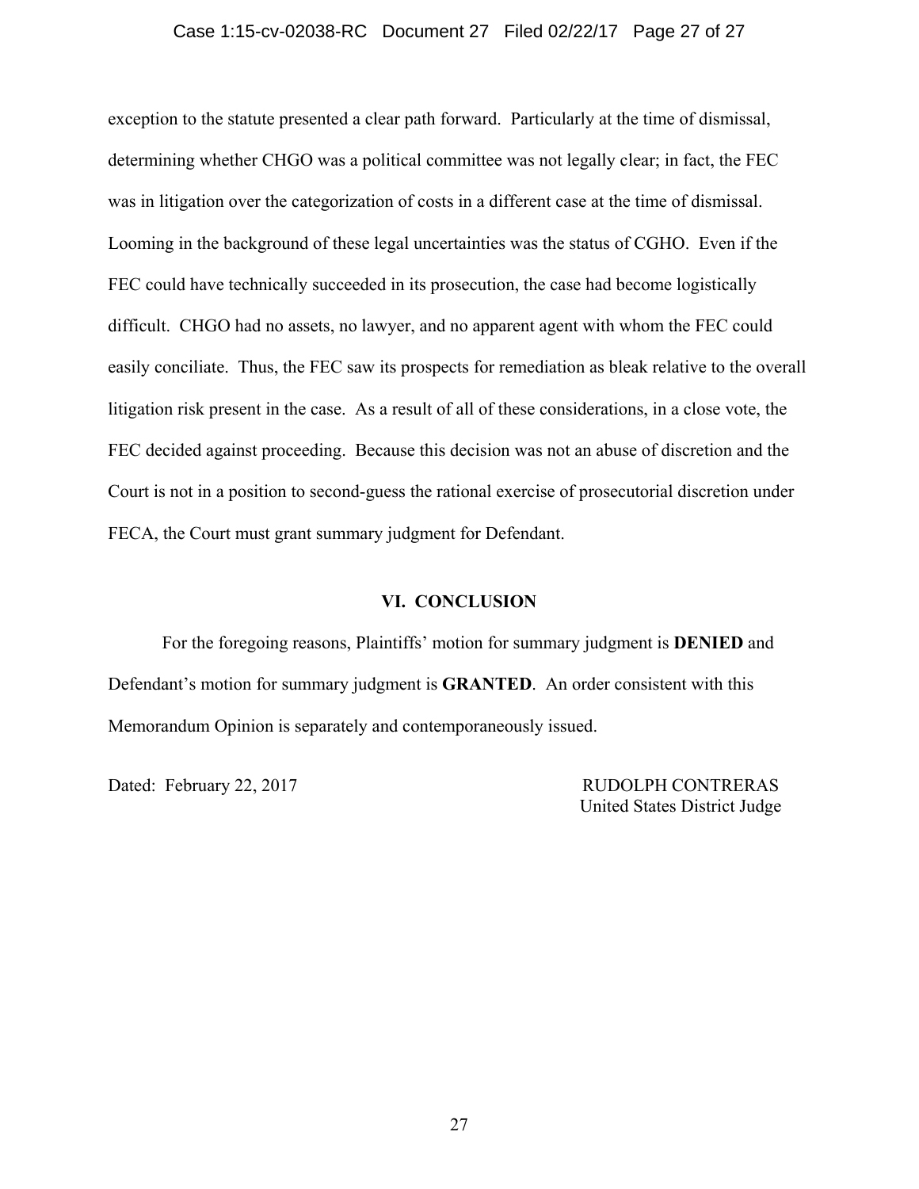exception to the statute presented a clear path forward. Particularly at the time of dismissal, determining whether CHGO was a political committee was not legally clear; in fact, the FEC was in litigation over the categorization of costs in a different case at the time of dismissal. Looming in the background of these legal uncertainties was the status of CGHO. Even if the FEC could have technically succeeded in its prosecution, the case had become logistically difficult. CHGO had no assets, no lawyer, and no apparent agent with whom the FEC could easily conciliate. Thus, the FEC saw its prospects for remediation as bleak relative to the overall litigation risk present in the case. As a result of all of these considerations, in a close vote, the FEC decided against proceeding. Because this decision was not an abuse of discretion and the Court is not in a position to second-guess the rational exercise of prosecutorial discretion under FECA, the Court must grant summary judgment for Defendant.

## VI. CONCLUSION

For the foregoing reasons, Plaintiffs' motion for summary judgment is **DENIED** and Defendant's motion for summary judgment is **GRANTED**. An order consistent with this Memorandum Opinion is separately and contemporaneously issued.

Dated: February 22, 2017

RUDOLPH CONTRERAS
United States District Judge